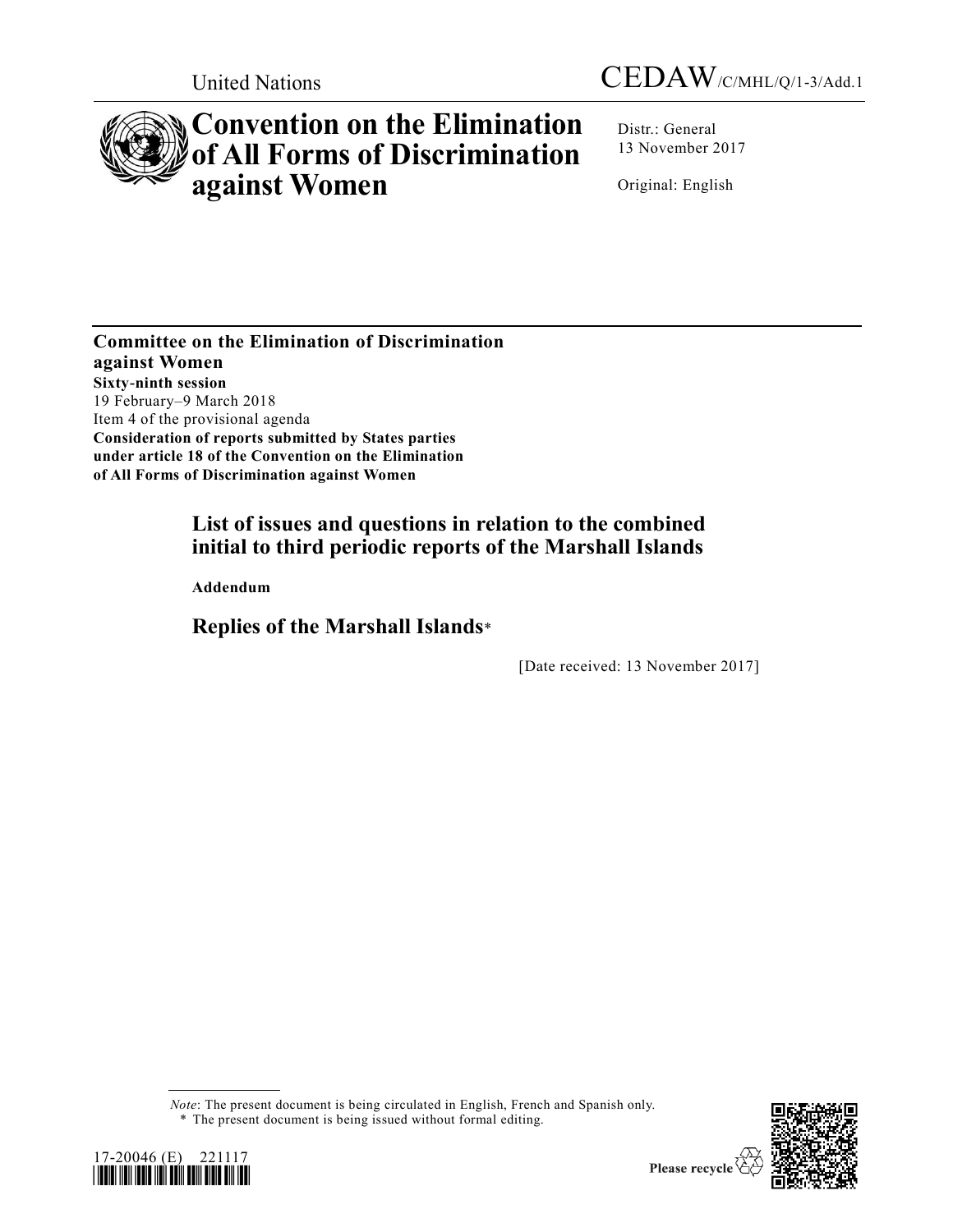United Nations

CEDAW/C/MHL/Q/1-3/Add.1

# Convention on the Elimination of All Forms of Discrimination against Women

Distr.: General
13 November 2017

Original: English

**Committee on the Elimination of Discrimination against Women**
**Sixty-ninth session**
19 February–9 March 2018
Item 4 of the provisional agenda
**Consideration of reports submitted by States parties under article 18 of the Convention on the Elimination of All Forms of Discrimination against Women**

## List of issues and questions in relation to the combined initial to third periodic reports of the Marshall Islands

**Addendum**

## Replies of the Marshall Islands*

[Date received: 13 November 2017]

*Note*: The present document is being circulated in English, French and Spanish only.
\* The present document is being issued without formal editing.

17-20046 (E) 221117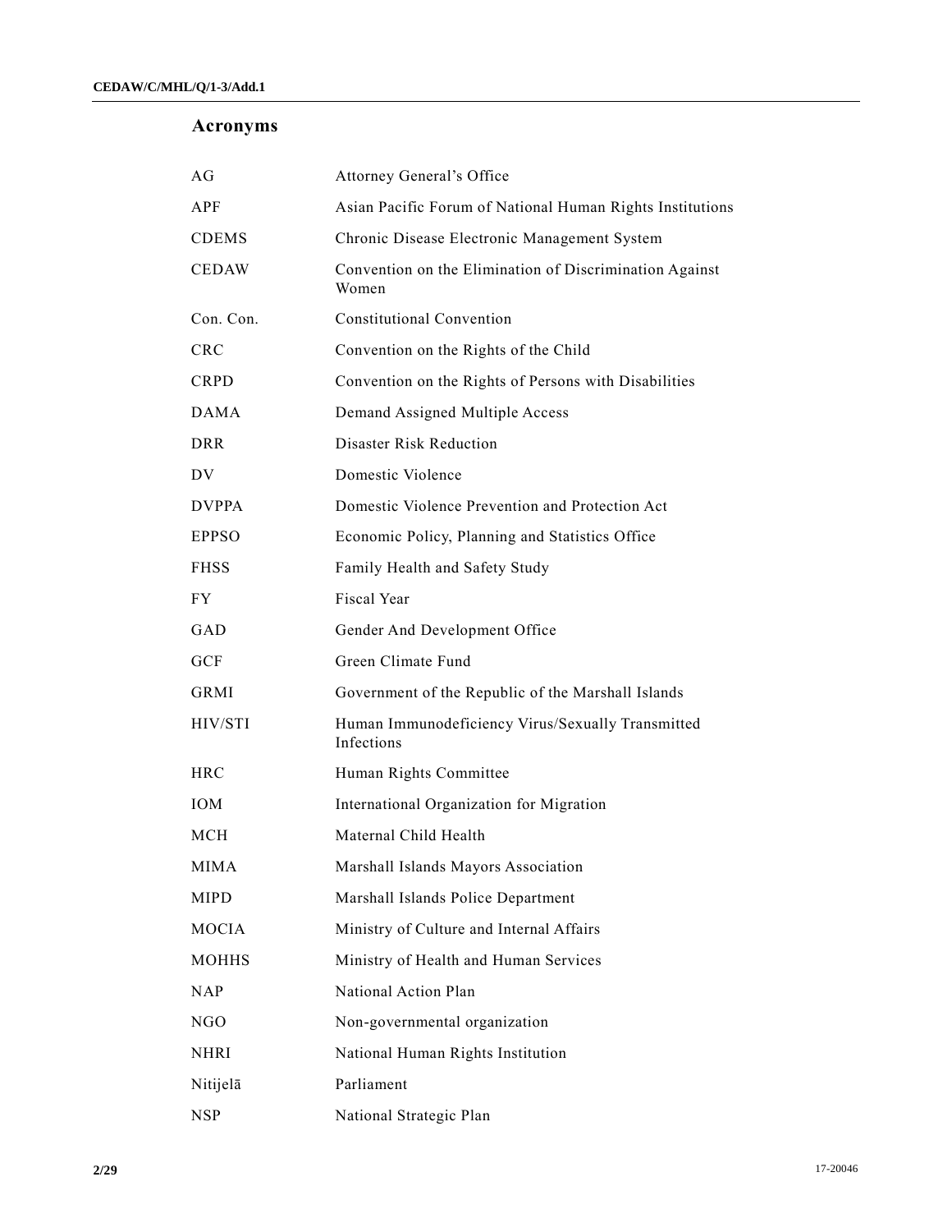## Acronyms

| | |
|---|---|
| AG | Attorney General's Office |
| APF | Asian Pacific Forum of National Human Rights Institutions |
| CDEMS | Chronic Disease Electronic Management System |
| CEDAW | Convention on the Elimination of Discrimination Against Women |
| Con. Con. | Constitutional Convention |
| CRC | Convention on the Rights of the Child |
| CRPD | Convention on the Rights of Persons with Disabilities |
| DAMA | Demand Assigned Multiple Access |
| DRR | Disaster Risk Reduction |
| DV | Domestic Violence |
| DVPPA | Domestic Violence Prevention and Protection Act |
| EPPSO | Economic Policy, Planning and Statistics Office |
| FHSS | Family Health and Safety Study |
| FY | Fiscal Year |
| GAD | Gender And Development Office |
| GCF | Green Climate Fund |
| GRMI | Government of the Republic of the Marshall Islands |
| HIV/STI | Human Immunodeficiency Virus/Sexually Transmitted Infections |
| HRC | Human Rights Committee |
| IOM | International Organization for Migration |
| MCH | Maternal Child Health |
| MIMA | Marshall Islands Mayors Association |
| MIPD | Marshall Islands Police Department |
| MOCIA | Ministry of Culture and Internal Affairs |
| MOHHS | Ministry of Health and Human Services |
| NAP | National Action Plan |
| NGO | Non-governmental organization |
| NHRI | National Human Rights Institution |
| Nitijelā | Parliament |
| NSP | National Strategic Plan |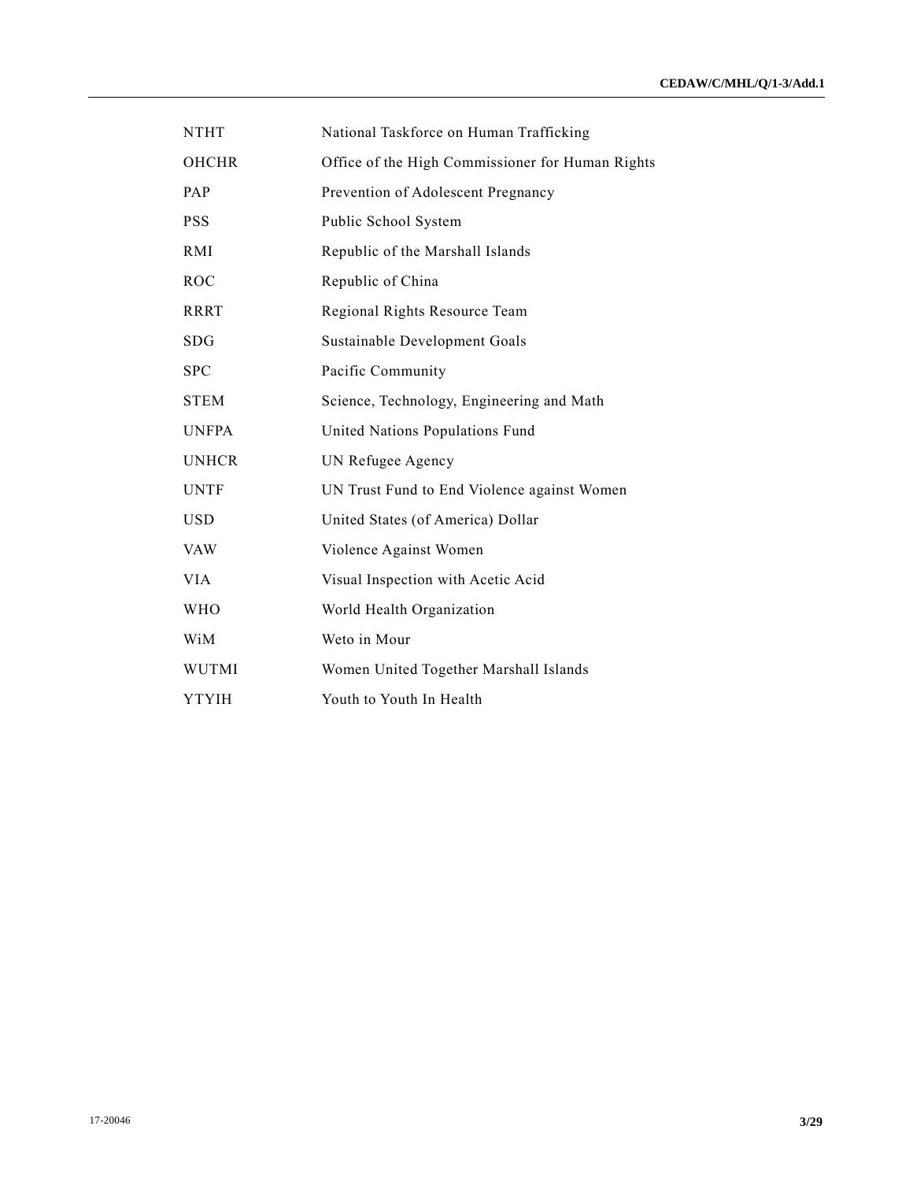| | |
|---|---|
| NTHT | National Taskforce on Human Trafficking |
| OHCHR | Office of the High Commissioner for Human Rights |
| PAP | Prevention of Adolescent Pregnancy |
| PSS | Public School System |
| RMI | Republic of the Marshall Islands |
| ROC | Republic of China |
| RRRT | Regional Rights Resource Team |
| SDG | Sustainable Development Goals |
| SPC | Pacific Community |
| STEM | Science, Technology, Engineering and Math |
| UNFPA | United Nations Populations Fund |
| UNHCR | UN Refugee Agency |
| UNTF | UN Trust Fund to End Violence against Women |
| USD | United States (of America) Dollar |
| VAW | Violence Against Women |
| VIA | Visual Inspection with Acetic Acid |
| WHO | World Health Organization |
| WiM | Weto in Mour |
| WUTMI | Women United Together Marshall Islands |
| YTYIH | Youth to Youth In Health |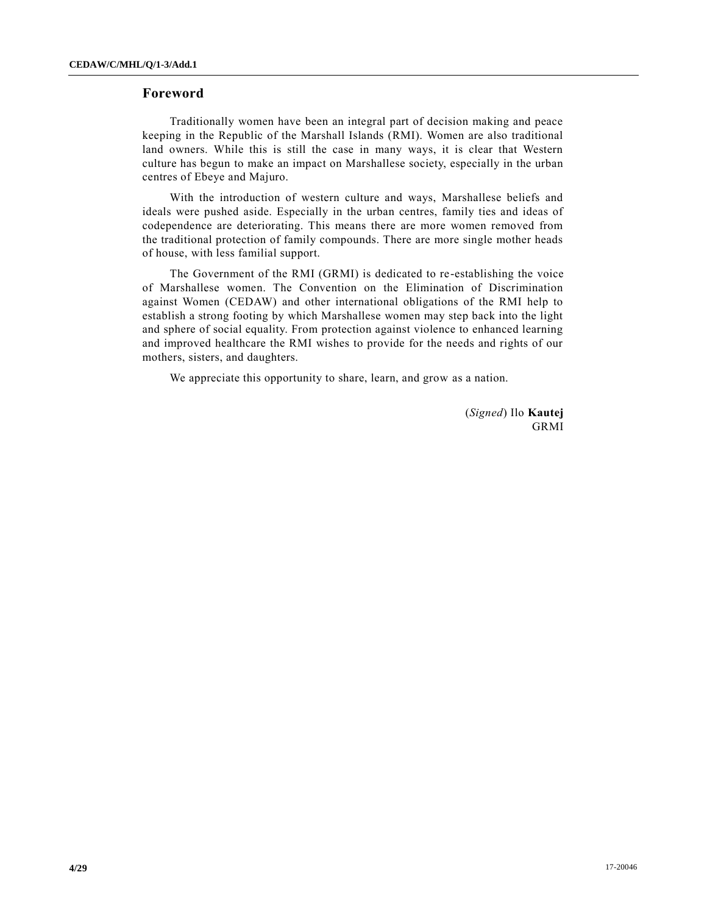## Foreword

Traditionally women have been an integral part of decision making and peace keeping in the Republic of the Marshall Islands (RMI). Women are also traditional land owners. While this is still the case in many ways, it is clear that Western culture has begun to make an impact on Marshallese society, especially in the urban centres of Ebeye and Majuro.

With the introduction of western culture and ways, Marshallese beliefs and ideals were pushed aside. Especially in the urban centres, family ties and ideas of codependence are deteriorating. This means there are more women removed from the traditional protection of family compounds. There are more single mother heads of house, with less familial support.

The Government of the RMI (GRMI) is dedicated to re-establishing the voice of Marshallese women. The Convention on the Elimination of Discrimination against Women (CEDAW) and other international obligations of the RMI help to establish a strong footing by which Marshallese women may step back into the light and sphere of social equality. From protection against violence to enhanced learning and improved healthcare the RMI wishes to provide for the needs and rights of our mothers, sisters, and daughters.

We appreciate this opportunity to share, learn, and grow as a nation.

(*Signed*) Ilo **Kautej**
GRMI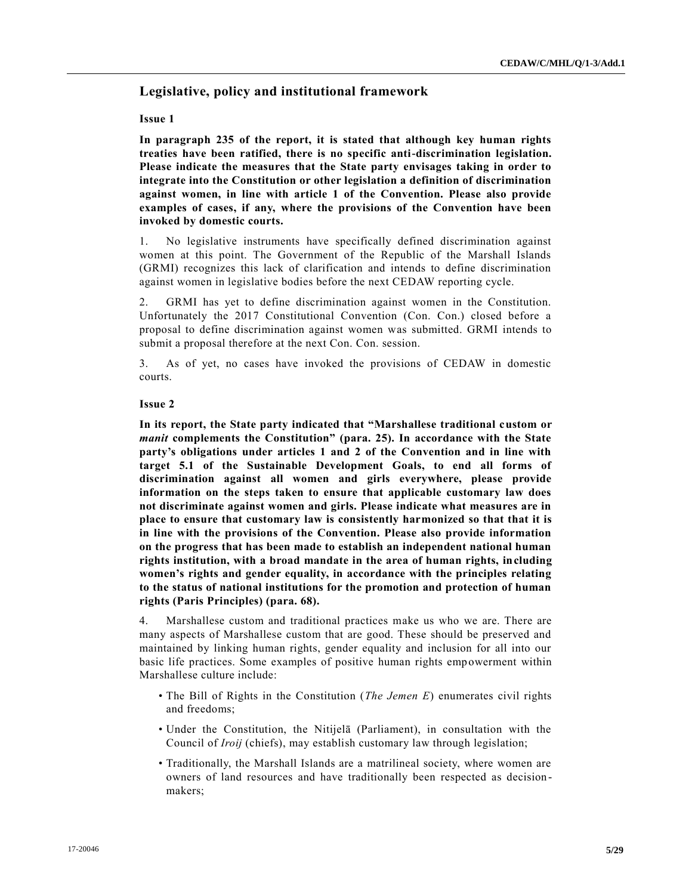## Legislative, policy and institutional framework

**Issue 1**

**In paragraph 235 of the report, it is stated that although key human rights treaties have been ratified, there is no specific anti-discrimination legislation. Please indicate the measures that the State party envisages taking in order to integrate into the Constitution or other legislation a definition of discrimination against women, in line with article 1 of the Convention. Please also provide examples of cases, if any, where the provisions of the Convention have been invoked by domestic courts.**

1. No legislative instruments have specifically defined discrimination against women at this point. The Government of the Republic of the Marshall Islands (GRMI) recognizes this lack of clarification and intends to define discrimination against women in legislative bodies before the next CEDAW reporting cycle.

2. GRMI has yet to define discrimination against women in the Constitution. Unfortunately the 2017 Constitutional Convention (Con. Con.) closed before a proposal to define discrimination against women was submitted. GRMI intends to submit a proposal therefore at the next Con. Con. session.

3. As of yet, no cases have invoked the provisions of CEDAW in domestic courts.

**Issue 2**

**In its report, the State party indicated that "Marshallese traditional custom or *manit* complements the Constitution" (para. 25). In accordance with the State party's obligations under articles 1 and 2 of the Convention and in line with target 5.1 of the Sustainable Development Goals, to end all forms of discrimination against all women and girls everywhere, please provide information on the steps taken to ensure that applicable customary law does not discriminate against women and girls. Please indicate what measures are in place to ensure that customary law is consistently harmonized so that that it is in line with the provisions of the Convention. Please also provide information on the progress that has been made to establish an independent national human rights institution, with a broad mandate in the area of human rights, including women's rights and gender equality, in accordance with the principles relating to the status of national institutions for the promotion and protection of human rights (Paris Principles) (para. 68).**

4. Marshallese custom and traditional practices make us who we are. There are many aspects of Marshallese custom that are good. These should be preserved and maintained by linking human rights, gender equality and inclusion for all into our basic life practices. Some examples of positive human rights empowerment within Marshallese culture include:

- The Bill of Rights in the Constitution (*The Jemen E*) enumerates civil rights and freedoms;
- Under the Constitution, the Nitijelā (Parliament), in consultation with the Council of *Iroij* (chiefs), may establish customary law through legislation;
- Traditionally, the Marshall Islands are a matrilineal society, where women are owners of land resources and have traditionally been respected as decision-makers;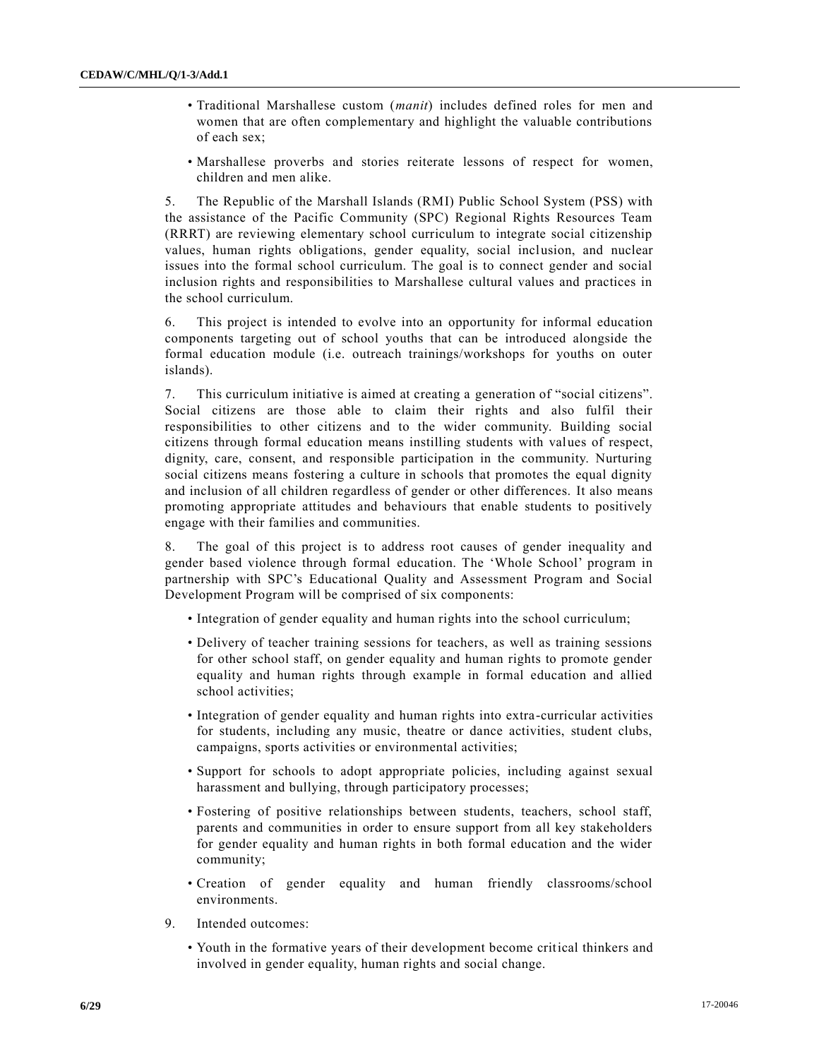- Traditional Marshallese custom (*manit*) includes defined roles for men and women that are often complementary and highlight the valuable contributions of each sex;
- Marshallese proverbs and stories reiterate lessons of respect for women, children and men alike.

5. The Republic of the Marshall Islands (RMI) Public School System (PSS) with the assistance of the Pacific Community (SPC) Regional Rights Resources Team (RRRT) are reviewing elementary school curriculum to integrate social citizenship values, human rights obligations, gender equality, social inclusion, and nuclear issues into the formal school curriculum. The goal is to connect gender and social inclusion rights and responsibilities to Marshallese cultural values and practices in the school curriculum.

6. This project is intended to evolve into an opportunity for informal education components targeting out of school youths that can be introduced alongside the formal education module (i.e. outreach trainings/workshops for youths on outer islands).

7. This curriculum initiative is aimed at creating a generation of "social citizens". Social citizens are those able to claim their rights and also fulfil their responsibilities to other citizens and to the wider community. Building social citizens through formal education means instilling students with values of respect, dignity, care, consent, and responsible participation in the community. Nurturing social citizens means fostering a culture in schools that promotes the equal dignity and inclusion of all children regardless of gender or other differences. It also means promoting appropriate attitudes and behaviours that enable students to positively engage with their families and communities.

8. The goal of this project is to address root causes of gender inequality and gender based violence through formal education. The 'Whole School' program in partnership with SPC's Educational Quality and Assessment Program and Social Development Program will be comprised of six components:

- Integration of gender equality and human rights into the school curriculum;
- Delivery of teacher training sessions for teachers, as well as training sessions for other school staff, on gender equality and human rights to promote gender equality and human rights through example in formal education and allied school activities;
- Integration of gender equality and human rights into extra-curricular activities for students, including any music, theatre or dance activities, student clubs, campaigns, sports activities or environmental activities;
- Support for schools to adopt appropriate policies, including against sexual harassment and bullying, through participatory processes;
- Fostering of positive relationships between students, teachers, school staff, parents and communities in order to ensure support from all key stakeholders for gender equality and human rights in both formal education and the wider community;
- Creation of gender equality and human friendly classrooms/school environments.

9. Intended outcomes:

- Youth in the formative years of their development become critical thinkers and involved in gender equality, human rights and social change.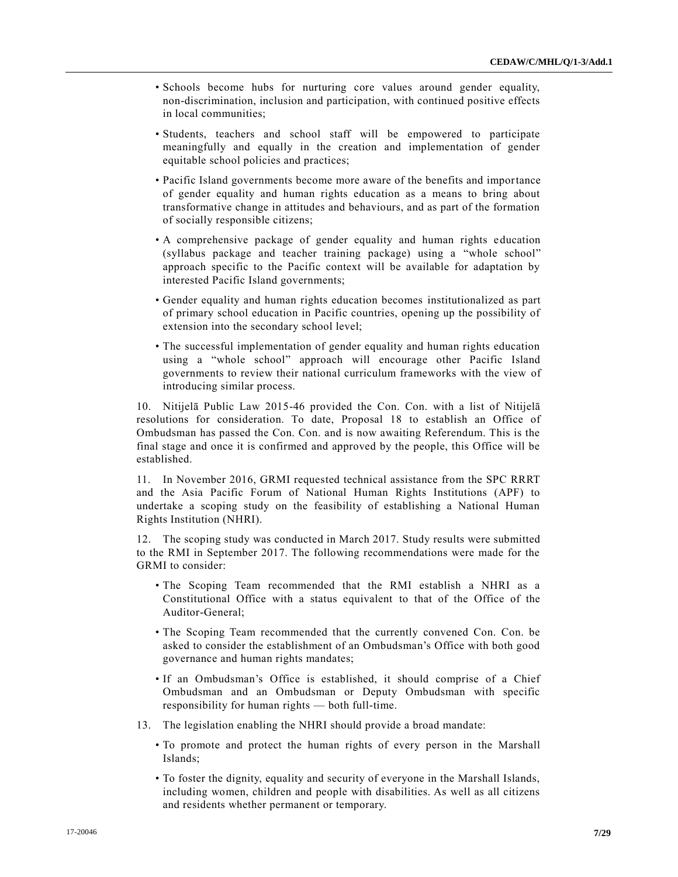- Schools become hubs for nurturing core values around gender equality, non-discrimination, inclusion and participation, with continued positive effects in local communities;

- Students, teachers and school staff will be empowered to participate meaningfully and equally in the creation and implementation of gender equitable school policies and practices;

- Pacific Island governments become more aware of the benefits and importance of gender equality and human rights education as a means to bring about transformative change in attitudes and behaviours, and as part of the formation of socially responsible citizens;

- A comprehensive package of gender equality and human rights education (syllabus package and teacher training package) using a "whole school" approach specific to the Pacific context will be available for adaptation by interested Pacific Island governments;

- Gender equality and human rights education becomes institutionalized as part of primary school education in Pacific countries, opening up the possibility of extension into the secondary school level;

- The successful implementation of gender equality and human rights education using a "whole school" approach will encourage other Pacific Island governments to review their national curriculum frameworks with the view of introducing similar process.

10. Nitijelā Public Law 2015-46 provided the Con. Con. with a list of Nitijelā resolutions for consideration. To date, Proposal 18 to establish an Office of Ombudsman has passed the Con. Con. and is now awaiting Referendum. This is the final stage and once it is confirmed and approved by the people, this Office will be established.

11. In November 2016, GRMI requested technical assistance from the SPC RRRT and the Asia Pacific Forum of National Human Rights Institutions (APF) to undertake a scoping study on the feasibility of establishing a National Human Rights Institution (NHRI).

12. The scoping study was conducted in March 2017. Study results were submitted to the RMI in September 2017. The following recommendations were made for the GRMI to consider:

- The Scoping Team recommended that the RMI establish a NHRI as a Constitutional Office with a status equivalent to that of the Office of the Auditor-General;

- The Scoping Team recommended that the currently convened Con. Con. be asked to consider the establishment of an Ombudsman's Office with both good governance and human rights mandates;

- If an Ombudsman's Office is established, it should comprise of a Chief Ombudsman and an Ombudsman or Deputy Ombudsman with specific responsibility for human rights — both full-time.

13. The legislation enabling the NHRI should provide a broad mandate:

- To promote and protect the human rights of every person in the Marshall Islands;

- To foster the dignity, equality and security of everyone in the Marshall Islands, including women, children and people with disabilities. As well as all citizens and residents whether permanent or temporary.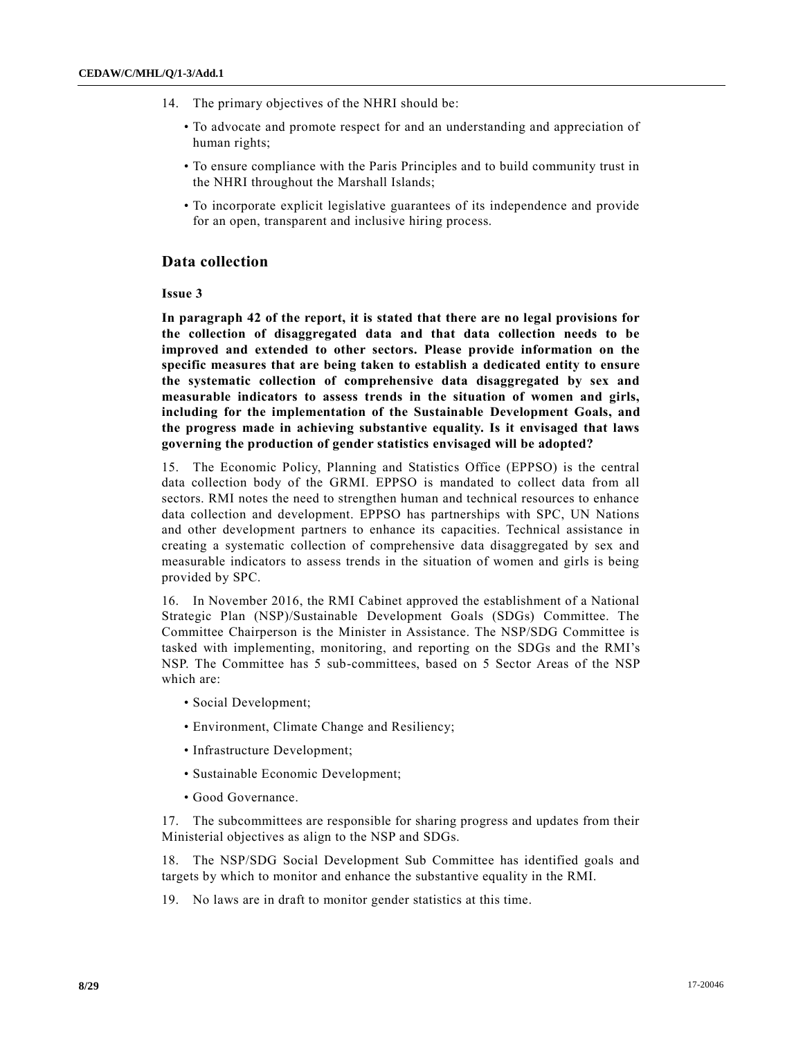14. The primary objectives of the NHRI should be:

- To advocate and promote respect for and an understanding and appreciation of human rights;
- To ensure compliance with the Paris Principles and to build community trust in the NHRI throughout the Marshall Islands;
- To incorporate explicit legislative guarantees of its independence and provide for an open, transparent and inclusive hiring process.

## Data collection

**Issue 3**

**In paragraph 42 of the report, it is stated that there are no legal provisions for the collection of disaggregated data and that data collection needs to be improved and extended to other sectors. Please provide information on the specific measures that are being taken to establish a dedicated entity to ensure the systematic collection of comprehensive data disaggregated by sex and measurable indicators to assess trends in the situation of women and girls, including for the implementation of the Sustainable Development Goals, and the progress made in achieving substantive equality. Is it envisaged that laws governing the production of gender statistics envisaged will be adopted?**

15. The Economic Policy, Planning and Statistics Office (EPPSO) is the central data collection body of the GRMI. EPPSO is mandated to collect data from all sectors. RMI notes the need to strengthen human and technical resources to enhance data collection and development. EPPSO has partnerships with SPC, UN Nations and other development partners to enhance its capacities. Technical assistance in creating a systematic collection of comprehensive data disaggregated by sex and measurable indicators to assess trends in the situation of women and girls is being provided by SPC.

16. In November 2016, the RMI Cabinet approved the establishment of a National Strategic Plan (NSP)/Sustainable Development Goals (SDGs) Committee. The Committee Chairperson is the Minister in Assistance. The NSP/SDG Committee is tasked with implementing, monitoring, and reporting on the SDGs and the RMI's NSP. The Committee has 5 sub-committees, based on 5 Sector Areas of the NSP which are:

- Social Development;
- Environment, Climate Change and Resiliency;
- Infrastructure Development;
- Sustainable Economic Development;
- Good Governance.

17. The subcommittees are responsible for sharing progress and updates from their Ministerial objectives as align to the NSP and SDGs.

18. The NSP/SDG Social Development Sub Committee has identified goals and targets by which to monitor and enhance the substantive equality in the RMI.

19. No laws are in draft to monitor gender statistics at this time.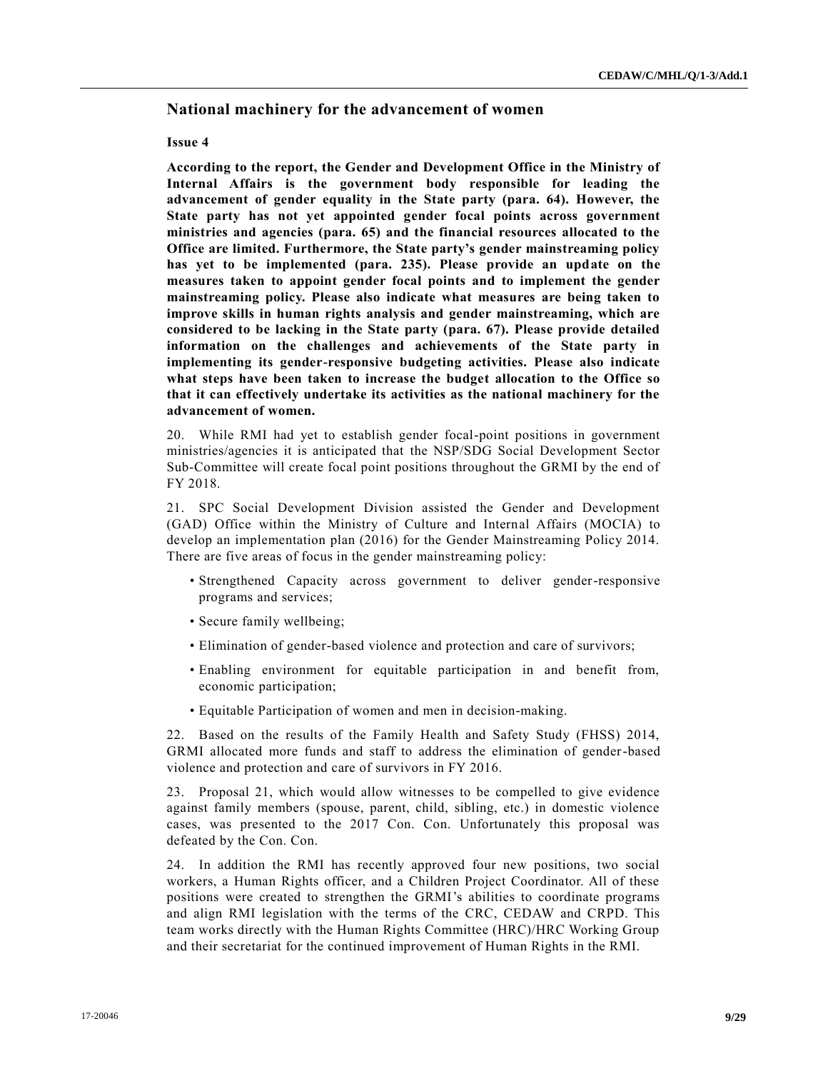## National machinery for the advancement of women

**Issue 4**

**According to the report, the Gender and Development Office in the Ministry of Internal Affairs is the government body responsible for leading the advancement of gender equality in the State party (para. 64). However, the State party has not yet appointed gender focal points across government ministries and agencies (para. 65) and the financial resources allocated to the Office are limited. Furthermore, the State party's gender mainstreaming policy has yet to be implemented (para. 235). Please provide an update on the measures taken to appoint gender focal points and to implement the gender mainstreaming policy. Please also indicate what measures are being taken to improve skills in human rights analysis and gender mainstreaming, which are considered to be lacking in the State party (para. 67). Please provide detailed information on the challenges and achievements of the State party in implementing its gender-responsive budgeting activities. Please also indicate what steps have been taken to increase the budget allocation to the Office so that it can effectively undertake its activities as the national machinery for the advancement of women.**

20. While RMI had yet to establish gender focal-point positions in government ministries/agencies it is anticipated that the NSP/SDG Social Development Sector Sub-Committee will create focal point positions throughout the GRMI by the end of FY 2018.

21. SPC Social Development Division assisted the Gender and Development (GAD) Office within the Ministry of Culture and Internal Affairs (MOCIA) to develop an implementation plan (2016) for the Gender Mainstreaming Policy 2014. There are five areas of focus in the gender mainstreaming policy:

- Strengthened Capacity across government to deliver gender-responsive programs and services;
- Secure family wellbeing;
- Elimination of gender-based violence and protection and care of survivors;
- Enabling environment for equitable participation in and benefit from, economic participation;
- Equitable Participation of women and men in decision-making.

22. Based on the results of the Family Health and Safety Study (FHSS) 2014, GRMI allocated more funds and staff to address the elimination of gender-based violence and protection and care of survivors in FY 2016.

23. Proposal 21, which would allow witnesses to be compelled to give evidence against family members (spouse, parent, child, sibling, etc.) in domestic violence cases, was presented to the 2017 Con. Con. Unfortunately this proposal was defeated by the Con. Con.

24. In addition the RMI has recently approved four new positions, two social workers, a Human Rights officer, and a Children Project Coordinator. All of these positions were created to strengthen the GRMI's abilities to coordinate programs and align RMI legislation with the terms of the CRC, CEDAW and CRPD. This team works directly with the Human Rights Committee (HRC)/HRC Working Group and their secretariat for the continued improvement of Human Rights in the RMI.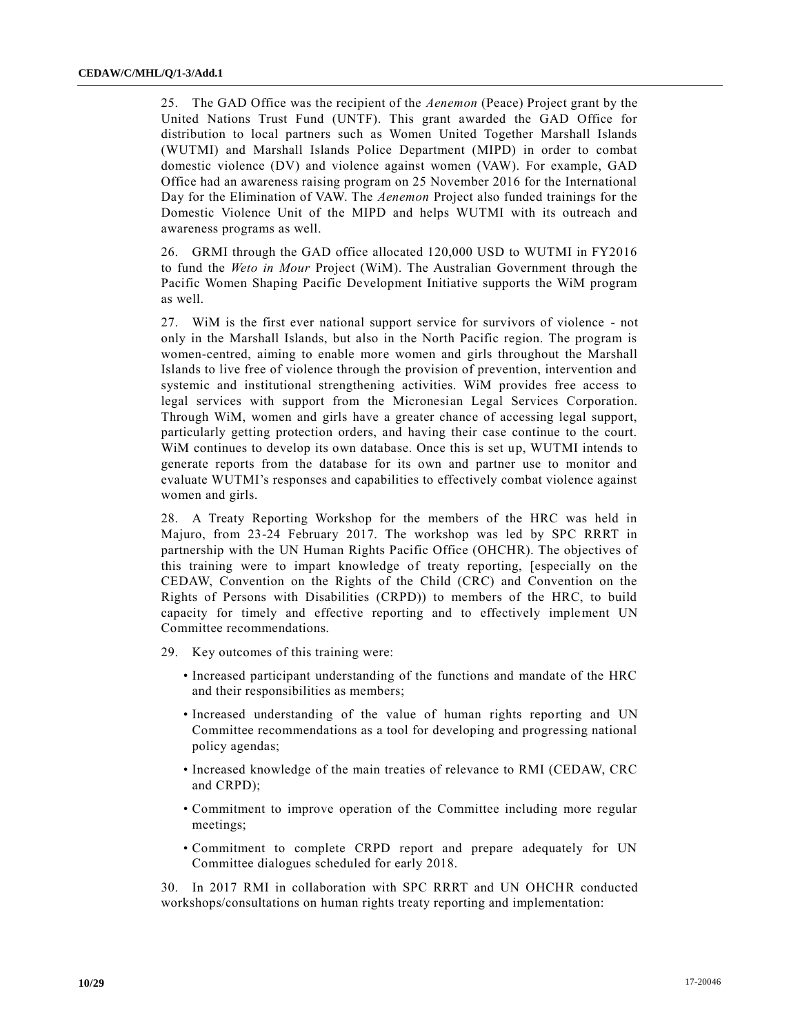25. The GAD Office was the recipient of the *Aenemon* (Peace) Project grant by the United Nations Trust Fund (UNTF). This grant awarded the GAD Office for distribution to local partners such as Women United Together Marshall Islands (WUTMI) and Marshall Islands Police Department (MIPD) in order to combat domestic violence (DV) and violence against women (VAW). For example, GAD Office had an awareness raising program on 25 November 2016 for the International Day for the Elimination of VAW. The *Aenemon* Project also funded trainings for the Domestic Violence Unit of the MIPD and helps WUTMI with its outreach and awareness programs as well.

26. GRMI through the GAD office allocated 120,000 USD to WUTMI in FY2016 to fund the *Weto in Mour* Project (WiM). The Australian Government through the Pacific Women Shaping Pacific Development Initiative supports the WiM program as well.

27. WiM is the first ever national support service for survivors of violence - not only in the Marshall Islands, but also in the North Pacific region. The program is women-centred, aiming to enable more women and girls throughout the Marshall Islands to live free of violence through the provision of prevention, intervention and systemic and institutional strengthening activities. WiM provides free access to legal services with support from the Micronesian Legal Services Corporation. Through WiM, women and girls have a greater chance of accessing legal support, particularly getting protection orders, and having their case continue to the court. WiM continues to develop its own database. Once this is set up, WUTMI intends to generate reports from the database for its own and partner use to monitor and evaluate WUTMI's responses and capabilities to effectively combat violence against women and girls.

28. A Treaty Reporting Workshop for the members of the HRC was held in Majuro, from 23-24 February 2017. The workshop was led by SPC RRRT in partnership with the UN Human Rights Pacific Office (OHCHR). The objectives of this training were to impart knowledge of treaty reporting, [especially on the CEDAW, Convention on the Rights of the Child (CRC) and Convention on the Rights of Persons with Disabilities (CRPD)) to members of the HRC, to build capacity for timely and effective reporting and to effectively implement UN Committee recommendations.

29. Key outcomes of this training were:

- Increased participant understanding of the functions and mandate of the HRC and their responsibilities as members;
- Increased understanding of the value of human rights reporting and UN Committee recommendations as a tool for developing and progressing national policy agendas;
- Increased knowledge of the main treaties of relevance to RMI (CEDAW, CRC and CRPD);
- Commitment to improve operation of the Committee including more regular meetings;
- Commitment to complete CRPD report and prepare adequately for UN Committee dialogues scheduled for early 2018.

30. In 2017 RMI in collaboration with SPC RRRT and UN OHCHR conducted workshops/consultations on human rights treaty reporting and implementation: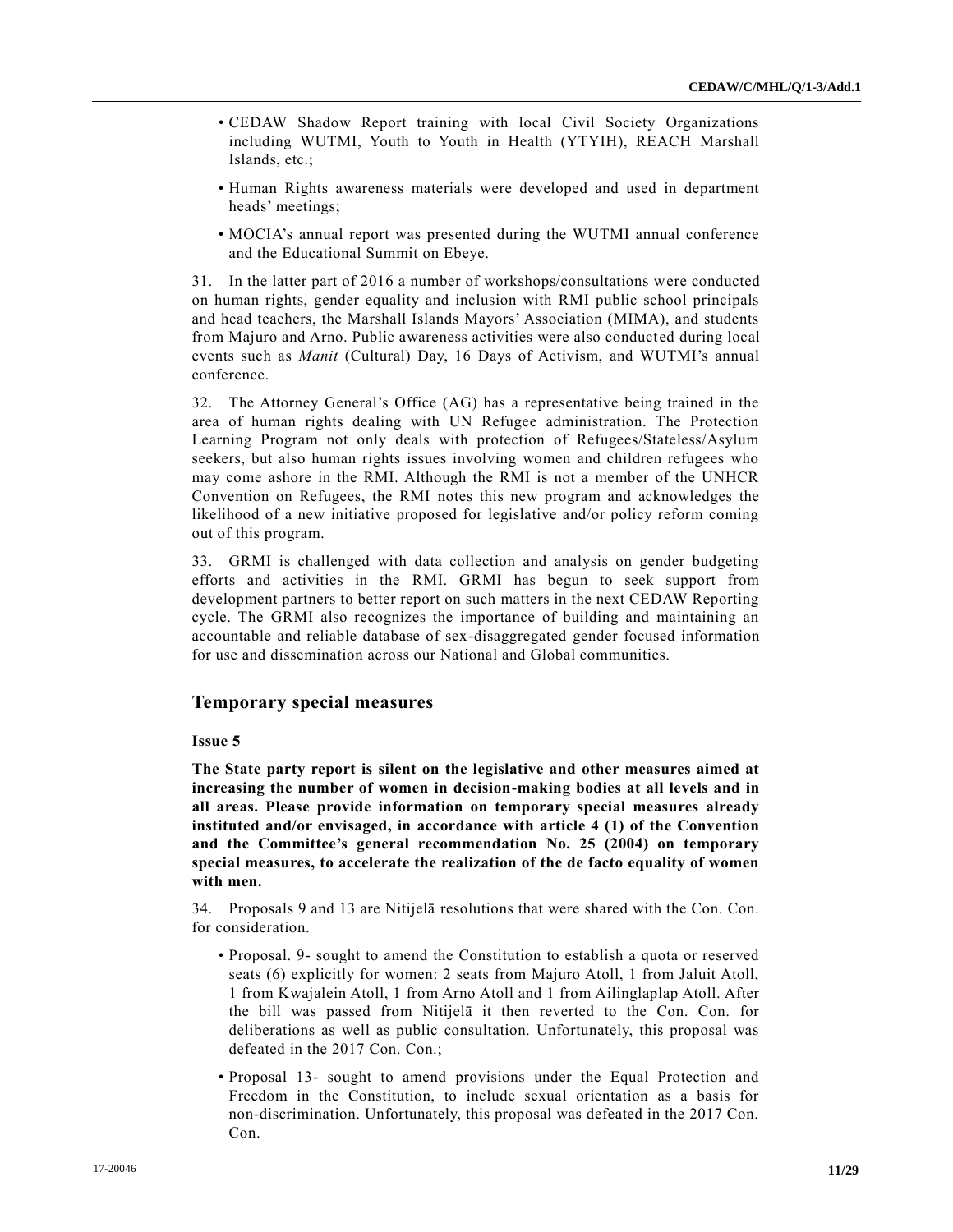- CEDAW Shadow Report training with local Civil Society Organizations including WUTMI, Youth to Youth in Health (YTYIH), REACH Marshall Islands, etc.;
- Human Rights awareness materials were developed and used in department heads' meetings;
- MOCIA's annual report was presented during the WUTMI annual conference and the Educational Summit on Ebeye.

31. In the latter part of 2016 a number of workshops/consultations were conducted on human rights, gender equality and inclusion with RMI public school principals and head teachers, the Marshall Islands Mayors' Association (MIMA), and students from Majuro and Arno. Public awareness activities were also conducted during local events such as *Manit* (Cultural) Day, 16 Days of Activism, and WUTMI's annual conference.

32. The Attorney General's Office (AG) has a representative being trained in the area of human rights dealing with UN Refugee administration. The Protection Learning Program not only deals with protection of Refugees/Stateless/Asylum seekers, but also human rights issues involving women and children refugees who may come ashore in the RMI. Although the RMI is not a member of the UNHCR Convention on Refugees, the RMI notes this new program and acknowledges the likelihood of a new initiative proposed for legislative and/or policy reform coming out of this program.

33. GRMI is challenged with data collection and analysis on gender budgeting efforts and activities in the RMI. GRMI has begun to seek support from development partners to better report on such matters in the next CEDAW Reporting cycle. The GRMI also recognizes the importance of building and maintaining an accountable and reliable database of sex-disaggregated gender focused information for use and dissemination across our National and Global communities.

## Temporary special measures

**Issue 5**

**The State party report is silent on the legislative and other measures aimed at increasing the number of women in decision-making bodies at all levels and in all areas. Please provide information on temporary special measures already instituted and/or envisaged, in accordance with article 4 (1) of the Convention and the Committee's general recommendation No. 25 (2004) on temporary special measures, to accelerate the realization of the de facto equality of women with men.**

34. Proposals 9 and 13 are Nitijelā resolutions that were shared with the Con. Con. for consideration.

- Proposal. 9- sought to amend the Constitution to establish a quota or reserved seats (6) explicitly for women: 2 seats from Majuro Atoll, 1 from Jaluit Atoll, 1 from Kwajalein Atoll, 1 from Arno Atoll and 1 from Ailinglaplap Atoll. After the bill was passed from Nitijelā it then reverted to the Con. Con. for deliberations as well as public consultation. Unfortunately, this proposal was defeated in the 2017 Con. Con.;
- Proposal 13- sought to amend provisions under the Equal Protection and Freedom in the Constitution, to include sexual orientation as a basis for non-discrimination. Unfortunately, this proposal was defeated in the 2017 Con. Con.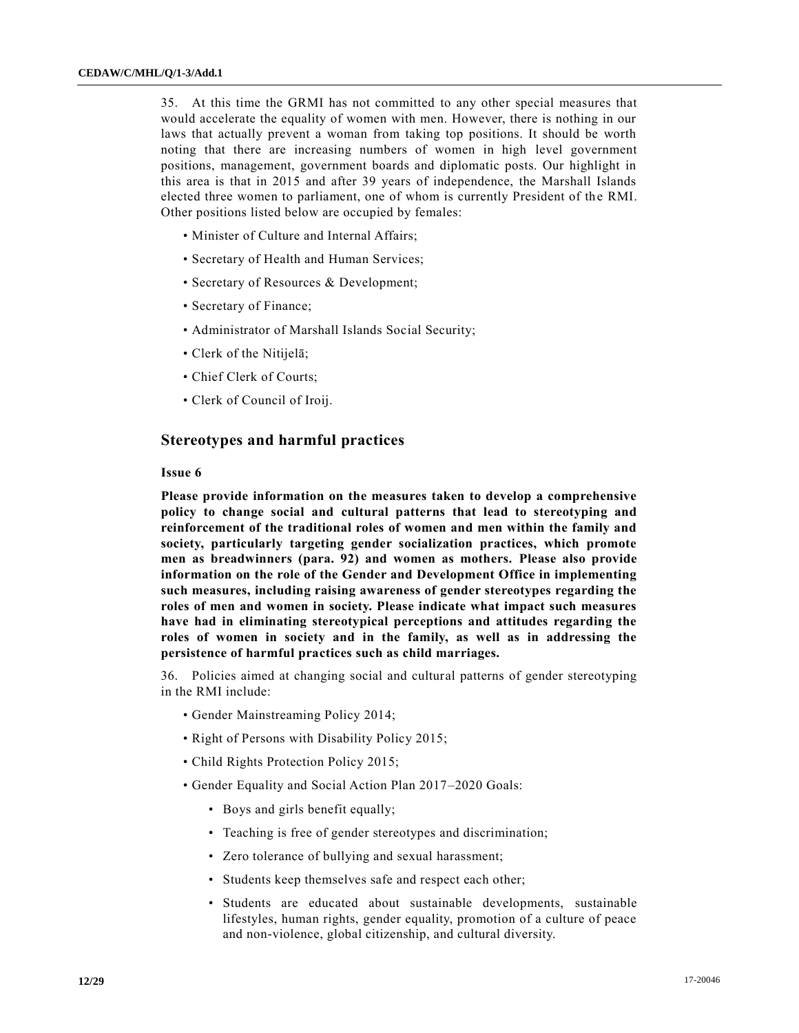35. At this time the GRMI has not committed to any other special measures that would accelerate the equality of women with men. However, there is nothing in our laws that actually prevent a woman from taking top positions. It should be worth noting that there are increasing numbers of women in high level government positions, management, government boards and diplomatic posts. Our highlight in this area is that in 2015 and after 39 years of independence, the Marshall Islands elected three women to parliament, one of whom is currently President of the RMI. Other positions listed below are occupied by females:

- Minister of Culture and Internal Affairs;
- Secretary of Health and Human Services;
- Secretary of Resources & Development;
- Secretary of Finance;
- Administrator of Marshall Islands Social Security;
- Clerk of the Nitijelā;
- Chief Clerk of Courts;
- Clerk of Council of Iroij.

## Stereotypes and harmful practices

### Issue 6

**Please provide information on the measures taken to develop a comprehensive policy to change social and cultural patterns that lead to stereotyping and reinforcement of the traditional roles of women and men within the family and society, particularly targeting gender socialization practices, which promote men as breadwinners (para. 92) and women as mothers. Please also provide information on the role of the Gender and Development Office in implementing such measures, including raising awareness of gender stereotypes regarding the roles of men and women in society. Please indicate what impact such measures have had in eliminating stereotypical perceptions and attitudes regarding the roles of women in society and in the family, as well as in addressing the persistence of harmful practices such as child marriages.**

36. Policies aimed at changing social and cultural patterns of gender stereotyping in the RMI include:

- Gender Mainstreaming Policy 2014;
- Right of Persons with Disability Policy 2015;
- Child Rights Protection Policy 2015;
- Gender Equality and Social Action Plan 2017–2020 Goals:
  - Boys and girls benefit equally;
  - Teaching is free of gender stereotypes and discrimination;
  - Zero tolerance of bullying and sexual harassment;
  - Students keep themselves safe and respect each other;
  - Students are educated about sustainable developments, sustainable lifestyles, human rights, gender equality, promotion of a culture of peace and non-violence, global citizenship, and cultural diversity.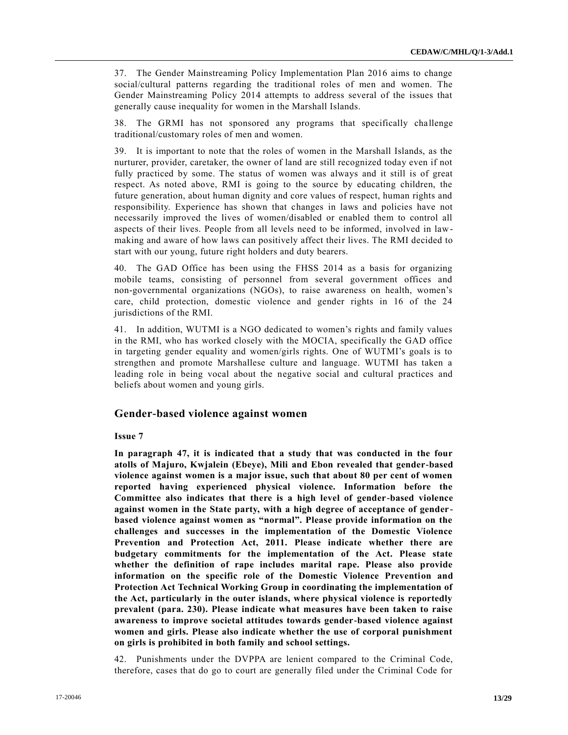37. The Gender Mainstreaming Policy Implementation Plan 2016 aims to change social/cultural patterns regarding the traditional roles of men and women. The Gender Mainstreaming Policy 2014 attempts to address several of the issues that generally cause inequality for women in the Marshall Islands.

38. The GRMI has not sponsored any programs that specifically challenge traditional/customary roles of men and women.

39. It is important to note that the roles of women in the Marshall Islands, as the nurturer, provider, caretaker, the owner of land are still recognized today even if not fully practiced by some. The status of women was always and it still is of great respect. As noted above, RMI is going to the source by educating children, the future generation, about human dignity and core values of respect, human rights and responsibility. Experience has shown that changes in laws and policies have not necessarily improved the lives of women/disabled or enabled them to control all aspects of their lives. People from all levels need to be informed, involved in law-making and aware of how laws can positively affect their lives. The RMI decided to start with our young, future right holders and duty bearers.

40. The GAD Office has been using the FHSS 2014 as a basis for organizing mobile teams, consisting of personnel from several government offices and non-governmental organizations (NGOs), to raise awareness on health, women's care, child protection, domestic violence and gender rights in 16 of the 24 jurisdictions of the RMI.

41. In addition, WUTMI is a NGO dedicated to women's rights and family values in the RMI, who has worked closely with the MOCIA, specifically the GAD office in targeting gender equality and women/girls rights. One of WUTMI's goals is to strengthen and promote Marshallese culture and language. WUTMI has taken a leading role in being vocal about the negative social and cultural practices and beliefs about women and young girls.

## Gender-based violence against women

**Issue 7**

**In paragraph 47, it is indicated that a study that was conducted in the four atolls of Majuro, Kwjalein (Ebeye), Mili and Ebon revealed that gender-based violence against women is a major issue, such that about 80 per cent of women reported having experienced physical violence. Information before the Committee also indicates that there is a high level of gender-based violence against women in the State party, with a high degree of acceptance of gender-based violence against women as "normal". Please provide information on the challenges and successes in the implementation of the Domestic Violence Prevention and Protection Act, 2011. Please indicate whether there are budgetary commitments for the implementation of the Act. Please state whether the definition of rape includes marital rape. Please also provide information on the specific role of the Domestic Violence Prevention and Protection Act Technical Working Group in coordinating the implementation of the Act, particularly in the outer islands, where physical violence is reportedly prevalent (para. 230). Please indicate what measures have been taken to raise awareness to improve societal attitudes towards gender-based violence against women and girls. Please also indicate whether the use of corporal punishment on girls is prohibited in both family and school settings.**

42. Punishments under the DVPPA are lenient compared to the Criminal Code, therefore, cases that do go to court are generally filed under the Criminal Code for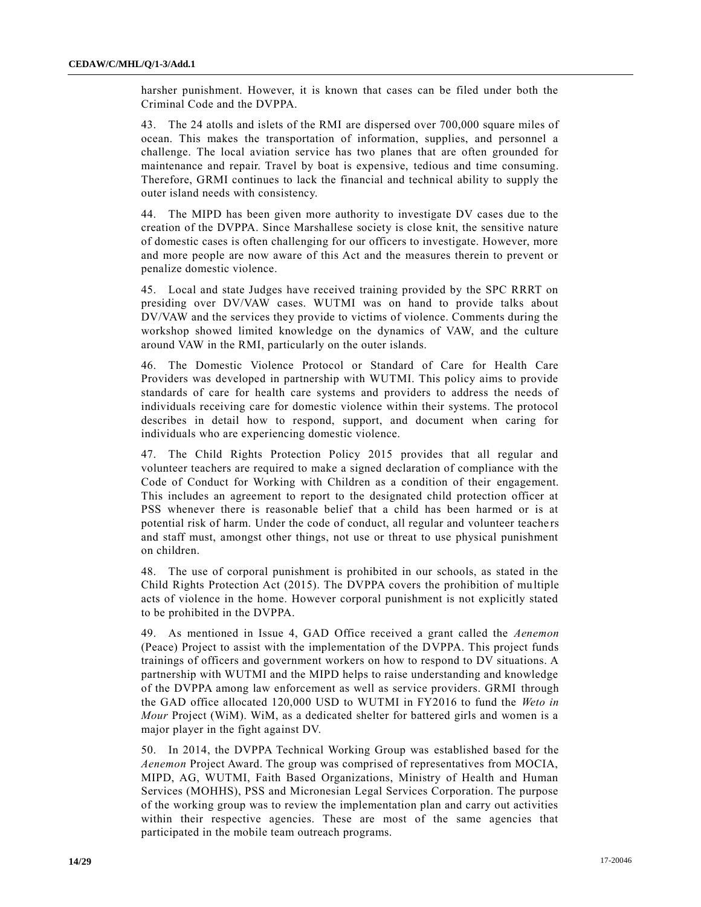harsher punishment. However, it is known that cases can be filed under both the Criminal Code and the DVPPA.

43. The 24 atolls and islets of the RMI are dispersed over 700,000 square miles of ocean. This makes the transportation of information, supplies, and personnel a challenge. The local aviation service has two planes that are often grounded for maintenance and repair. Travel by boat is expensive, tedious and time consuming. Therefore, GRMI continues to lack the financial and technical ability to supply the outer island needs with consistency.

44. The MIPD has been given more authority to investigate DV cases due to the creation of the DVPPA. Since Marshallese society is close knit, the sensitive nature of domestic cases is often challenging for our officers to investigate. However, more and more people are now aware of this Act and the measures therein to prevent or penalize domestic violence.

45. Local and state Judges have received training provided by the SPC RRRT on presiding over DV/VAW cases. WUTMI was on hand to provide talks about DV/VAW and the services they provide to victims of violence. Comments during the workshop showed limited knowledge on the dynamics of VAW, and the culture around VAW in the RMI, particularly on the outer islands.

46. The Domestic Violence Protocol or Standard of Care for Health Care Providers was developed in partnership with WUTMI. This policy aims to provide standards of care for health care systems and providers to address the needs of individuals receiving care for domestic violence within their systems. The protocol describes in detail how to respond, support, and document when caring for individuals who are experiencing domestic violence.

47. The Child Rights Protection Policy 2015 provides that all regular and volunteer teachers are required to make a signed declaration of compliance with the Code of Conduct for Working with Children as a condition of their engagement. This includes an agreement to report to the designated child protection officer at PSS whenever there is reasonable belief that a child has been harmed or is at potential risk of harm. Under the code of conduct, all regular and volunteer teachers and staff must, amongst other things, not use or threat to use physical punishment on children.

48. The use of corporal punishment is prohibited in our schools, as stated in the Child Rights Protection Act (2015). The DVPPA covers the prohibition of multiple acts of violence in the home. However corporal punishment is not explicitly stated to be prohibited in the DVPPA.

49. As mentioned in Issue 4, GAD Office received a grant called the *Aenemon* (Peace) Project to assist with the implementation of the DVPPA. This project funds trainings of officers and government workers on how to respond to DV situations. A partnership with WUTMI and the MIPD helps to raise understanding and knowledge of the DVPPA among law enforcement as well as service providers. GRMI through the GAD office allocated 120,000 USD to WUTMI in FY2016 to fund the *Weto in Mour* Project (WiM). WiM, as a dedicated shelter for battered girls and women is a major player in the fight against DV.

50. In 2014, the DVPPA Technical Working Group was established based for the *Aenemon* Project Award. The group was comprised of representatives from MOCIA, MIPD, AG, WUTMI, Faith Based Organizations, Ministry of Health and Human Services (MOHHS), PSS and Micronesian Legal Services Corporation. The purpose of the working group was to review the implementation plan and carry out activities within their respective agencies. These are most of the same agencies that participated in the mobile team outreach programs.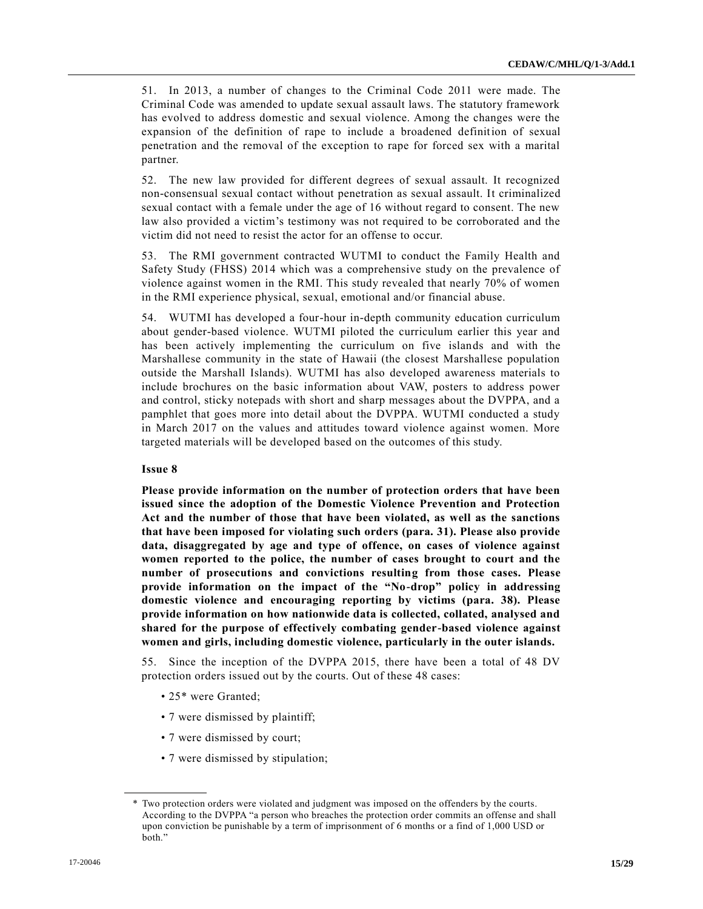51. In 2013, a number of changes to the Criminal Code 2011 were made. The Criminal Code was amended to update sexual assault laws. The statutory framework has evolved to address domestic and sexual violence. Among the changes were the expansion of the definition of rape to include a broadened definition of sexual penetration and the removal of the exception to rape for forced sex with a marital partner.

52. The new law provided for different degrees of sexual assault. It recognized non-consensual sexual contact without penetration as sexual assault. It criminalized sexual contact with a female under the age of 16 without regard to consent. The new law also provided a victim's testimony was not required to be corroborated and the victim did not need to resist the actor for an offense to occur.

53. The RMI government contracted WUTMI to conduct the Family Health and Safety Study (FHSS) 2014 which was a comprehensive study on the prevalence of violence against women in the RMI. This study revealed that nearly 70% of women in the RMI experience physical, sexual, emotional and/or financial abuse.

54. WUTMI has developed a four-hour in-depth community education curriculum about gender-based violence. WUTMI piloted the curriculum earlier this year and has been actively implementing the curriculum on five islands and with the Marshallese community in the state of Hawaii (the closest Marshallese population outside the Marshall Islands). WUTMI has also developed awareness materials to include brochures on the basic information about VAW, posters to address power and control, sticky notepads with short and sharp messages about the DVPPA, and a pamphlet that goes more into detail about the DVPPA. WUTMI conducted a study in March 2017 on the values and attitudes toward violence against women. More targeted materials will be developed based on the outcomes of this study.

### Issue 8

**Please provide information on the number of protection orders that have been issued since the adoption of the Domestic Violence Prevention and Protection Act and the number of those that have been violated, as well as the sanctions that have been imposed for violating such orders (para. 31). Please also provide data, disaggregated by age and type of offence, on cases of violence against women reported to the police, the number of cases brought to court and the number of prosecutions and convictions resulting from those cases. Please provide information on the impact of the "No-drop" policy in addressing domestic violence and encouraging reporting by victims (para. 38). Please provide information on how nationwide data is collected, collated, analysed and shared for the purpose of effectively combating gender-based violence against women and girls, including domestic violence, particularly in the outer islands.**

55. Since the inception of the DVPPA 2015, there have been a total of 48 DV protection orders issued out by the courts. Out of these 48 cases:

- 25* were Granted;
- 7 were dismissed by plaintiff;
- 7 were dismissed by court;
- 7 were dismissed by stipulation;

---

\* Two protection orders were violated and judgment was imposed on the offenders by the courts. According to the DVPPA "a person who breaches the protection order commits an offense and shall upon conviction be punishable by a term of imprisonment of 6 months or a find of 1,000 USD or both."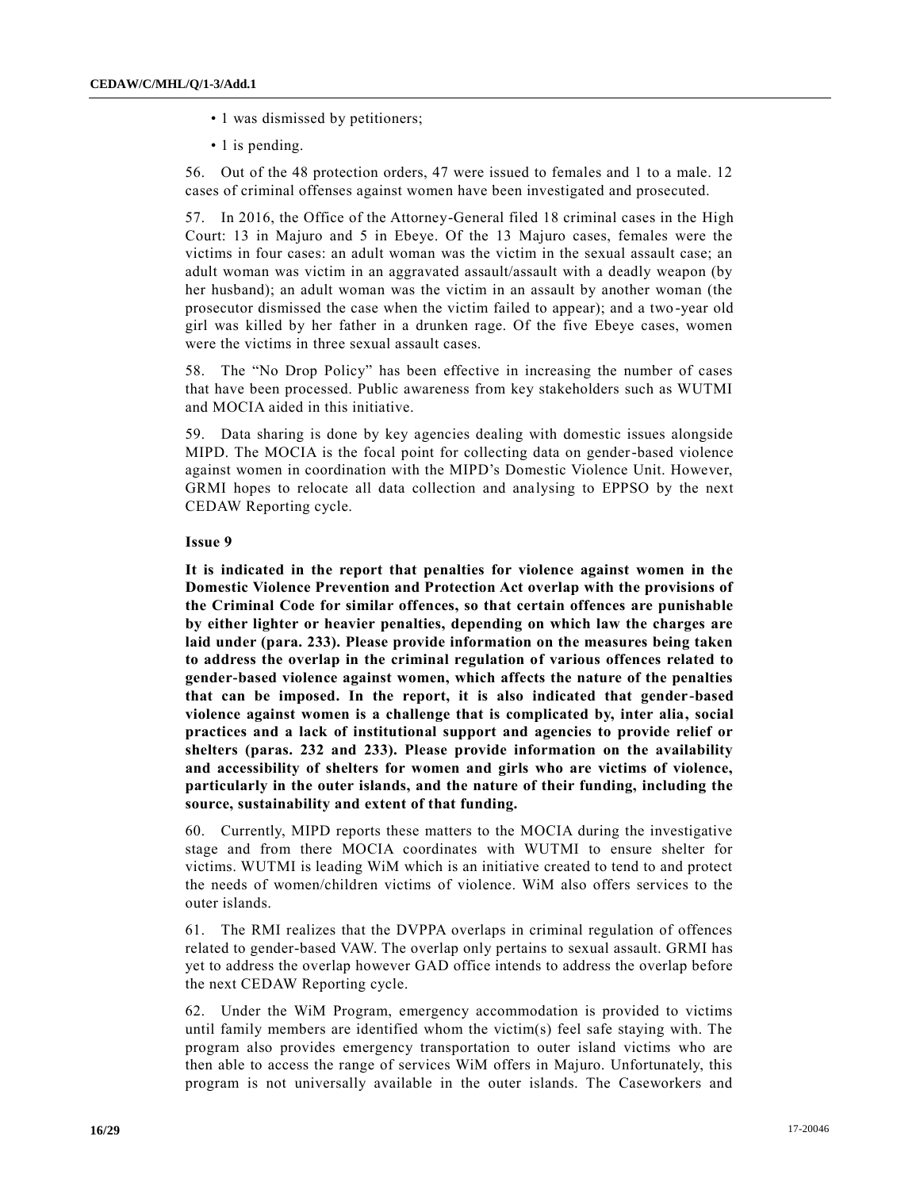- 1 was dismissed by petitioners;
- 1 is pending.

56. Out of the 48 protection orders, 47 were issued to females and 1 to a male. 12 cases of criminal offenses against women have been investigated and prosecuted.

57. In 2016, the Office of the Attorney-General filed 18 criminal cases in the High Court: 13 in Majuro and 5 in Ebeye. Of the 13 Majuro cases, females were the victims in four cases: an adult woman was the victim in the sexual assault case; an adult woman was victim in an aggravated assault/assault with a deadly weapon (by her husband); an adult woman was the victim in an assault by another woman (the prosecutor dismissed the case when the victim failed to appear); and a two-year old girl was killed by her father in a drunken rage. Of the five Ebeye cases, women were the victims in three sexual assault cases.

58. The "No Drop Policy" has been effective in increasing the number of cases that have been processed. Public awareness from key stakeholders such as WUTMI and MOCIA aided in this initiative.

59. Data sharing is done by key agencies dealing with domestic issues alongside MIPD. The MOCIA is the focal point for collecting data on gender-based violence against women in coordination with the MIPD's Domestic Violence Unit. However, GRMI hopes to relocate all data collection and analysing to EPPSO by the next CEDAW Reporting cycle.

**Issue 9**

**It is indicated in the report that penalties for violence against women in the Domestic Violence Prevention and Protection Act overlap with the provisions of the Criminal Code for similar offences, so that certain offences are punishable by either lighter or heavier penalties, depending on which law the charges are laid under (para. 233). Please provide information on the measures being taken to address the overlap in the criminal regulation of various offences related to gender-based violence against women, which affects the nature of the penalties that can be imposed. In the report, it is also indicated that gender-based violence against women is a challenge that is complicated by, inter alia, social practices and a lack of institutional support and agencies to provide relief or shelters (paras. 232 and 233). Please provide information on the availability and accessibility of shelters for women and girls who are victims of violence, particularly in the outer islands, and the nature of their funding, including the source, sustainability and extent of that funding.**

60. Currently, MIPD reports these matters to the MOCIA during the investigative stage and from there MOCIA coordinates with WUTMI to ensure shelter for victims. WUTMI is leading WiM which is an initiative created to tend to and protect the needs of women/children victims of violence. WiM also offers services to the outer islands.

61. The RMI realizes that the DVPPA overlaps in criminal regulation of offences related to gender-based VAW. The overlap only pertains to sexual assault. GRMI has yet to address the overlap however GAD office intends to address the overlap before the next CEDAW Reporting cycle.

62. Under the WiM Program, emergency accommodation is provided to victims until family members are identified whom the victim(s) feel safe staying with. The program also provides emergency transportation to outer island victims who are then able to access the range of services WiM offers in Majuro. Unfortunately, this program is not universally available in the outer islands. The Caseworkers and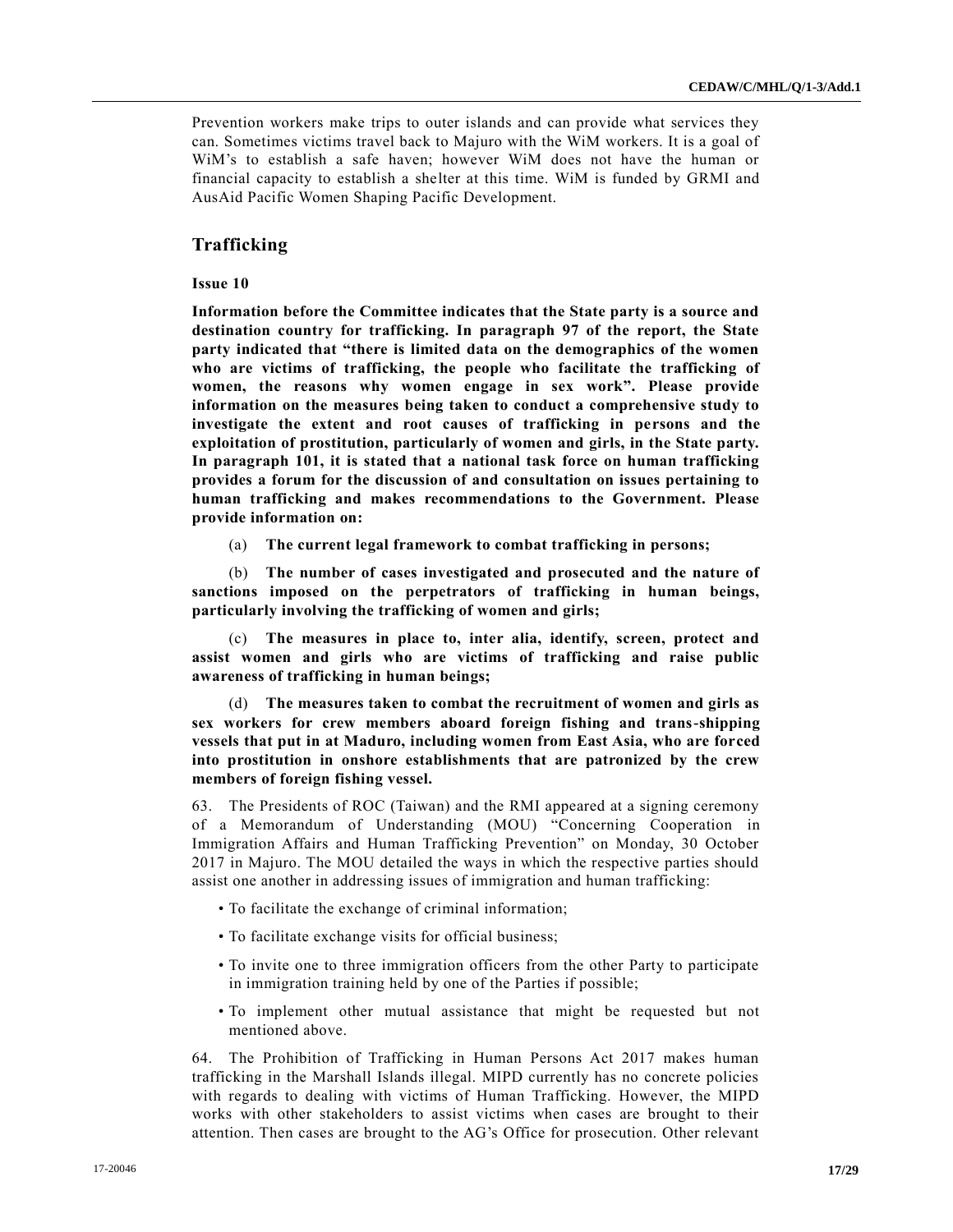Prevention workers make trips to outer islands and can provide what services they can. Sometimes victims travel back to Majuro with the WiM workers. It is a goal of WiM's to establish a safe haven; however WiM does not have the human or financial capacity to establish a shelter at this time. WiM is funded by GRMI and AusAid Pacific Women Shaping Pacific Development.

## Trafficking

### Issue 10

**Information before the Committee indicates that the State party is a source and destination country for trafficking. In paragraph 97 of the report, the State party indicated that "there is limited data on the demographics of the women who are victims of trafficking, the people who facilitate the trafficking of women, the reasons why women engage in sex work". Please provide information on the measures being taken to conduct a comprehensive study to investigate the extent and root causes of trafficking in persons and the exploitation of prostitution, particularly of women and girls, in the State party. In paragraph 101, it is stated that a national task force on human trafficking provides a forum for the discussion of and consultation on issues pertaining to human trafficking and makes recommendations to the Government. Please provide information on:**

(a) **The current legal framework to combat trafficking in persons;**

(b) **The number of cases investigated and prosecuted and the nature of sanctions imposed on the perpetrators of trafficking in human beings, particularly involving the trafficking of women and girls;**

(c) **The measures in place to, inter alia, identify, screen, protect and assist women and girls who are victims of trafficking and raise public awareness of trafficking in human beings;**

(d) **The measures taken to combat the recruitment of women and girls as sex workers for crew members aboard foreign fishing and trans-shipping vessels that put in at Maduro, including women from East Asia, who are forced into prostitution in onshore establishments that are patronized by the crew members of foreign fishing vessel.**

63. The Presidents of ROC (Taiwan) and the RMI appeared at a signing ceremony of a Memorandum of Understanding (MOU) "Concerning Cooperation in Immigration Affairs and Human Trafficking Prevention" on Monday, 30 October 2017 in Majuro. The MOU detailed the ways in which the respective parties should assist one another in addressing issues of immigration and human trafficking:

- To facilitate the exchange of criminal information;
- To facilitate exchange visits for official business;
- To invite one to three immigration officers from the other Party to participate in immigration training held by one of the Parties if possible;
- To implement other mutual assistance that might be requested but not mentioned above.

64. The Prohibition of Trafficking in Human Persons Act 2017 makes human trafficking in the Marshall Islands illegal. MIPD currently has no concrete policies with regards to dealing with victims of Human Trafficking. However, the MIPD works with other stakeholders to assist victims when cases are brought to their attention. Then cases are brought to the AG's Office for prosecution. Other relevant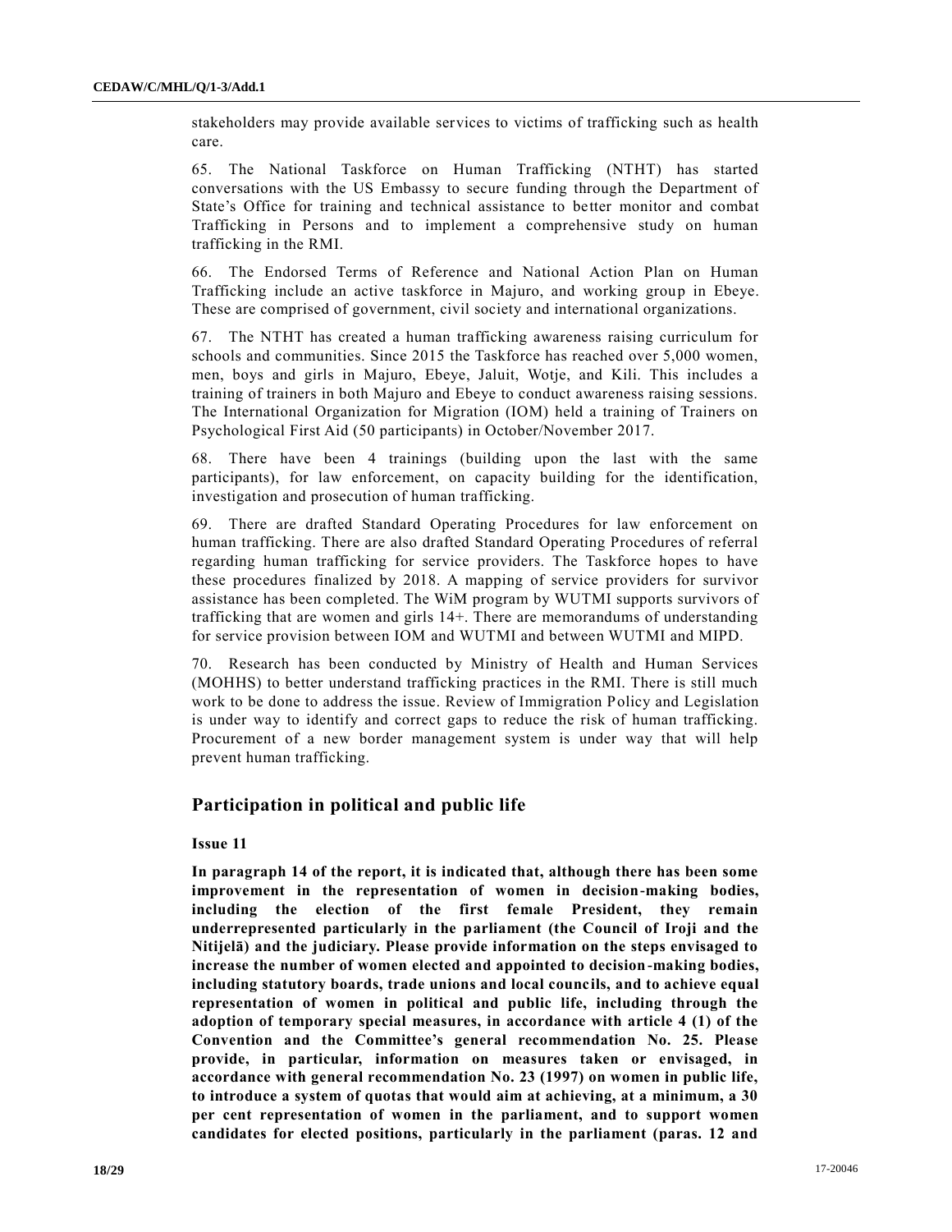stakeholders may provide available services to victims of trafficking such as health care.

65. The National Taskforce on Human Trafficking (NTHT) has started conversations with the US Embassy to secure funding through the Department of State's Office for training and technical assistance to better monitor and combat Trafficking in Persons and to implement a comprehensive study on human trafficking in the RMI.

66. The Endorsed Terms of Reference and National Action Plan on Human Trafficking include an active taskforce in Majuro, and working group in Ebeye. These are comprised of government, civil society and international organizations.

67. The NTHT has created a human trafficking awareness raising curriculum for schools and communities. Since 2015 the Taskforce has reached over 5,000 women, men, boys and girls in Majuro, Ebeye, Jaluit, Wotje, and Kili. This includes a training of trainers in both Majuro and Ebeye to conduct awareness raising sessions. The International Organization for Migration (IOM) held a training of Trainers on Psychological First Aid (50 participants) in October/November 2017.

68. There have been 4 trainings (building upon the last with the same participants), for law enforcement, on capacity building for the identification, investigation and prosecution of human trafficking.

69. There are drafted Standard Operating Procedures for law enforcement on human trafficking. There are also drafted Standard Operating Procedures of referral regarding human trafficking for service providers. The Taskforce hopes to have these procedures finalized by 2018. A mapping of service providers for survivor assistance has been completed. The WiM program by WUTMI supports survivors of trafficking that are women and girls 14+. There are memorandums of understanding for service provision between IOM and WUTMI and between WUTMI and MIPD.

70. Research has been conducted by Ministry of Health and Human Services (MOHHS) to better understand trafficking practices in the RMI. There is still much work to be done to address the issue. Review of Immigration Policy and Legislation is under way to identify and correct gaps to reduce the risk of human trafficking. Procurement of a new border management system is under way that will help prevent human trafficking.

## Participation in political and public life

**Issue 11**

**In paragraph 14 of the report, it is indicated that, although there has been some improvement in the representation of women in decision-making bodies, including the election of the first female President, they remain underrepresented particularly in the parliament (the Council of Iroji and the Nitijelā) and the judiciary. Please provide information on the steps envisaged to increase the number of women elected and appointed to decision-making bodies, including statutory boards, trade unions and local councils, and to achieve equal representation of women in political and public life, including through the adoption of temporary special measures, in accordance with article 4 (1) of the Convention and the Committee's general recommendation No. 25. Please provide, in particular, information on measures taken or envisaged, in accordance with general recommendation No. 23 (1997) on women in public life, to introduce a system of quotas that would aim at achieving, at a minimum, a 30 per cent representation of women in the parliament, and to support women candidates for elected positions, particularly in the parliament (paras. 12 and**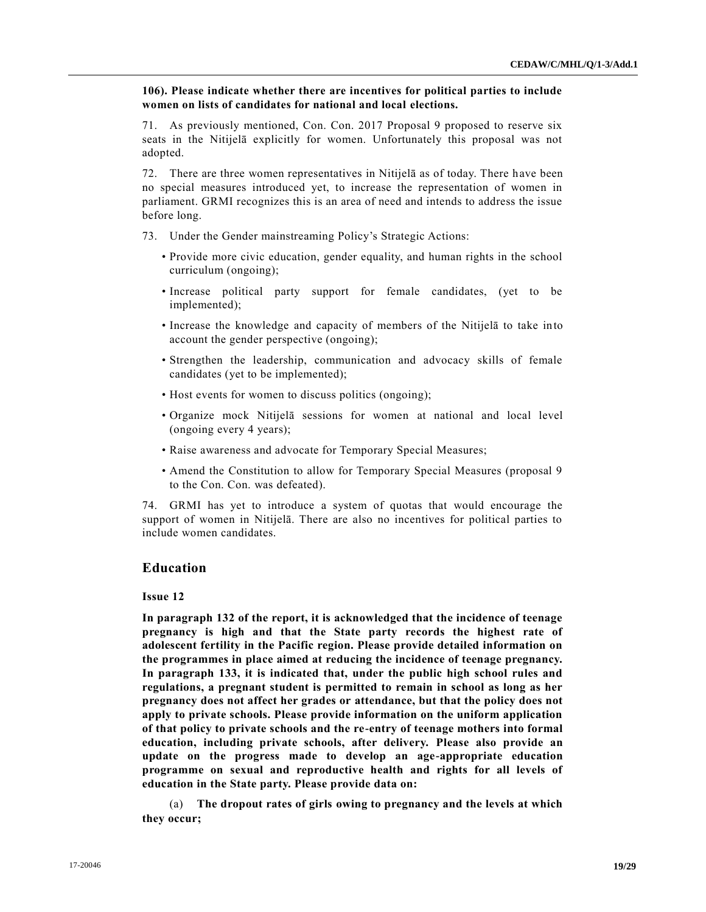**106). Please indicate whether there are incentives for political parties to include women on lists of candidates for national and local elections.**

71. As previously mentioned, Con. Con. 2017 Proposal 9 proposed to reserve six seats in the Nitijelā explicitly for women. Unfortunately this proposal was not adopted.

72. There are three women representatives in Nitijelā as of today. There have been no special measures introduced yet, to increase the representation of women in parliament. GRMI recognizes this is an area of need and intends to address the issue before long.

73. Under the Gender mainstreaming Policy's Strategic Actions:

- Provide more civic education, gender equality, and human rights in the school curriculum (ongoing);
- Increase political party support for female candidates, (yet to be implemented);
- Increase the knowledge and capacity of members of the Nitijelā to take into account the gender perspective (ongoing);
- Strengthen the leadership, communication and advocacy skills of female candidates (yet to be implemented);
- Host events for women to discuss politics (ongoing);
- Organize mock Nitijelā sessions for women at national and local level (ongoing every 4 years);
- Raise awareness and advocate for Temporary Special Measures;
- Amend the Constitution to allow for Temporary Special Measures (proposal 9 to the Con. Con. was defeated).

74. GRMI has yet to introduce a system of quotas that would encourage the support of women in Nitijelā. There are also no incentives for political parties to include women candidates.

## Education

**Issue 12**

**In paragraph 132 of the report, it is acknowledged that the incidence of teenage pregnancy is high and that the State party records the highest rate of adolescent fertility in the Pacific region. Please provide detailed information on the programmes in place aimed at reducing the incidence of teenage pregnancy. In paragraph 133, it is indicated that, under the public high school rules and regulations, a pregnant student is permitted to remain in school as long as her pregnancy does not affect her grades or attendance, but that the policy does not apply to private schools. Please provide information on the uniform application of that policy to private schools and the re-entry of teenage mothers into formal education, including private schools, after delivery. Please also provide an update on the progress made to develop an age-appropriate education programme on sexual and reproductive health and rights for all levels of education in the State party. Please provide data on:**

(a) **The dropout rates of girls owing to pregnancy and the levels at which they occur;**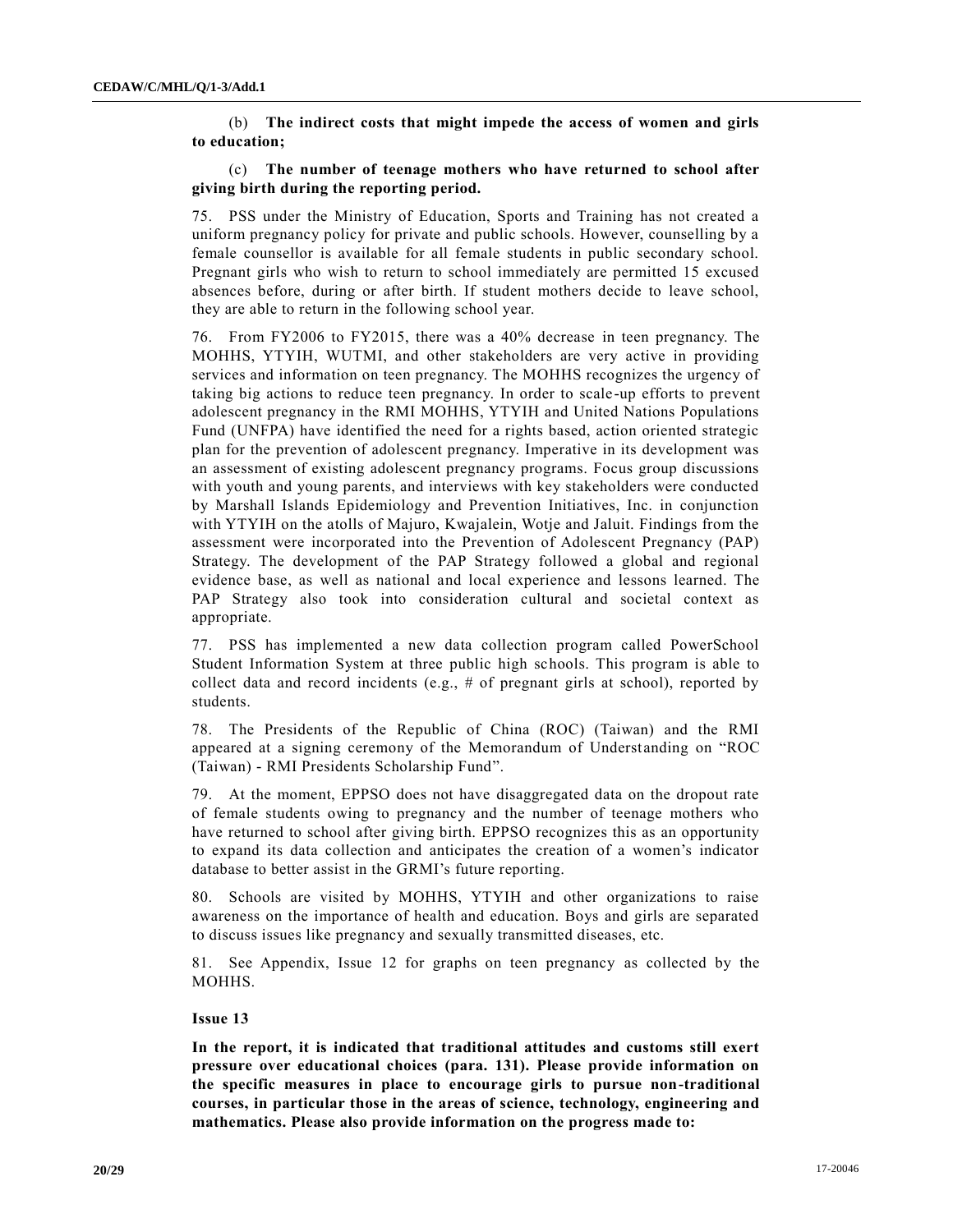(b) **The indirect costs that might impede the access of women and girls to education;**

(c) **The number of teenage mothers who have returned to school after giving birth during the reporting period.**

75. PSS under the Ministry of Education, Sports and Training has not created a uniform pregnancy policy for private and public schools. However, counselling by a female counsellor is available for all female students in public secondary school. Pregnant girls who wish to return to school immediately are permitted 15 excused absences before, during or after birth. If student mothers decide to leave school, they are able to return in the following school year.

76. From FY2006 to FY2015, there was a 40% decrease in teen pregnancy. The MOHHS, YTYIH, WUTMI, and other stakeholders are very active in providing services and information on teen pregnancy. The MOHHS recognizes the urgency of taking big actions to reduce teen pregnancy. In order to scale-up efforts to prevent adolescent pregnancy in the RMI MOHHS, YTYIH and United Nations Populations Fund (UNFPA) have identified the need for a rights based, action oriented strategic plan for the prevention of adolescent pregnancy. Imperative in its development was an assessment of existing adolescent pregnancy programs. Focus group discussions with youth and young parents, and interviews with key stakeholders were conducted by Marshall Islands Epidemiology and Prevention Initiatives, Inc. in conjunction with YTYIH on the atolls of Majuro, Kwajalein, Wotje and Jaluit. Findings from the assessment were incorporated into the Prevention of Adolescent Pregnancy (PAP) Strategy. The development of the PAP Strategy followed a global and regional evidence base, as well as national and local experience and lessons learned. The PAP Strategy also took into consideration cultural and societal context as appropriate.

77. PSS has implemented a new data collection program called PowerSchool Student Information System at three public high schools. This program is able to collect data and record incidents (e.g., # of pregnant girls at school), reported by students.

78. The Presidents of the Republic of China (ROC) (Taiwan) and the RMI appeared at a signing ceremony of the Memorandum of Understanding on "ROC (Taiwan) - RMI Presidents Scholarship Fund".

79. At the moment, EPPSO does not have disaggregated data on the dropout rate of female students owing to pregnancy and the number of teenage mothers who have returned to school after giving birth. EPPSO recognizes this as an opportunity to expand its data collection and anticipates the creation of a women's indicator database to better assist in the GRMI's future reporting.

80. Schools are visited by MOHHS, YTYIH and other organizations to raise awareness on the importance of health and education. Boys and girls are separated to discuss issues like pregnancy and sexually transmitted diseases, etc.

81. See Appendix, Issue 12 for graphs on teen pregnancy as collected by the MOHHS.

**Issue 13**

**In the report, it is indicated that traditional attitudes and customs still exert pressure over educational choices (para. 131). Please provide information on the specific measures in place to encourage girls to pursue non-traditional courses, in particular those in the areas of science, technology, engineering and mathematics. Please also provide information on the progress made to:**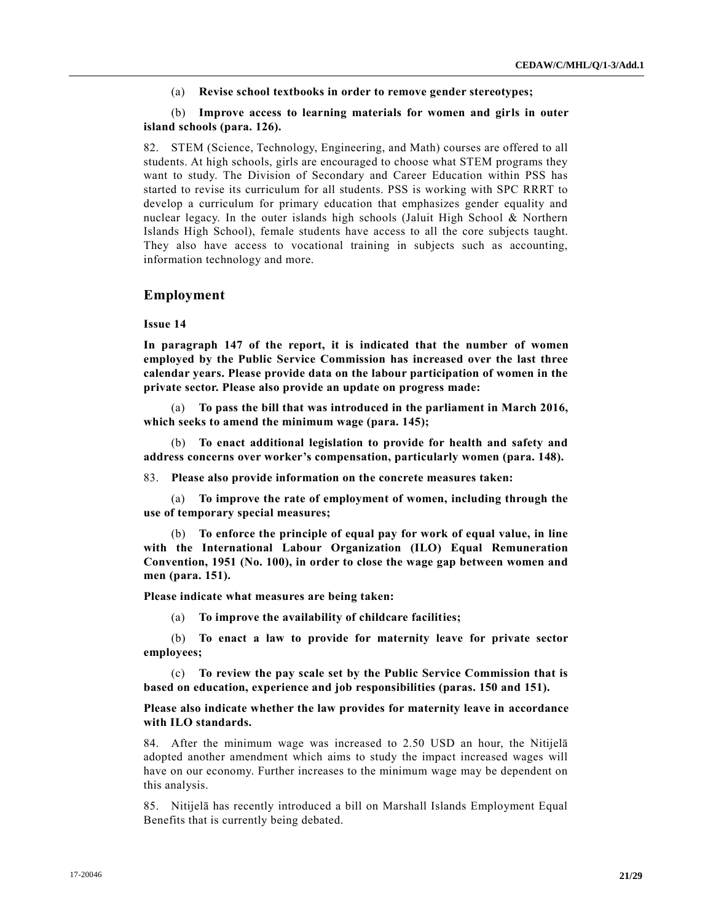(a) **Revise school textbooks in order to remove gender stereotypes;**

(b) **Improve access to learning materials for women and girls in outer island schools (para. 126).**

82. STEM (Science, Technology, Engineering, and Math) courses are offered to all students. At high schools, girls are encouraged to choose what STEM programs they want to study. The Division of Secondary and Career Education within PSS has started to revise its curriculum for all students. PSS is working with SPC RRRT to develop a curriculum for primary education that emphasizes gender equality and nuclear legacy. In the outer islands high schools (Jaluit High School & Northern Islands High School), female students have access to all the core subjects taught. They also have access to vocational training in subjects such as accounting, information technology and more.

## Employment

**Issue 14**

**In paragraph 147 of the report, it is indicated that the number of women employed by the Public Service Commission has increased over the last three calendar years. Please provide data on the labour participation of women in the private sector. Please also provide an update on progress made:**

(a) **To pass the bill that was introduced in the parliament in March 2016, which seeks to amend the minimum wage (para. 145);**

(b) **To enact additional legislation to provide for health and safety and address concerns over worker's compensation, particularly women (para. 148).**

83. **Please also provide information on the concrete measures taken:**

(a) **To improve the rate of employment of women, including through the use of temporary special measures;**

(b) **To enforce the principle of equal pay for work of equal value, in line with the International Labour Organization (ILO) Equal Remuneration Convention, 1951 (No. 100), in order to close the wage gap between women and men (para. 151).**

**Please indicate what measures are being taken:**

(a) **To improve the availability of childcare facilities;**

(b) **To enact a law to provide for maternity leave for private sector employees;**

(c) **To review the pay scale set by the Public Service Commission that is based on education, experience and job responsibilities (paras. 150 and 151).**

**Please also indicate whether the law provides for maternity leave in accordance with ILO standards.**

84. After the minimum wage was increased to 2.50 USD an hour, the Nitijelā adopted another amendment which aims to study the impact increased wages will have on our economy. Further increases to the minimum wage may be dependent on this analysis.

85. Nitijelā has recently introduced a bill on Marshall Islands Employment Equal Benefits that is currently being debated.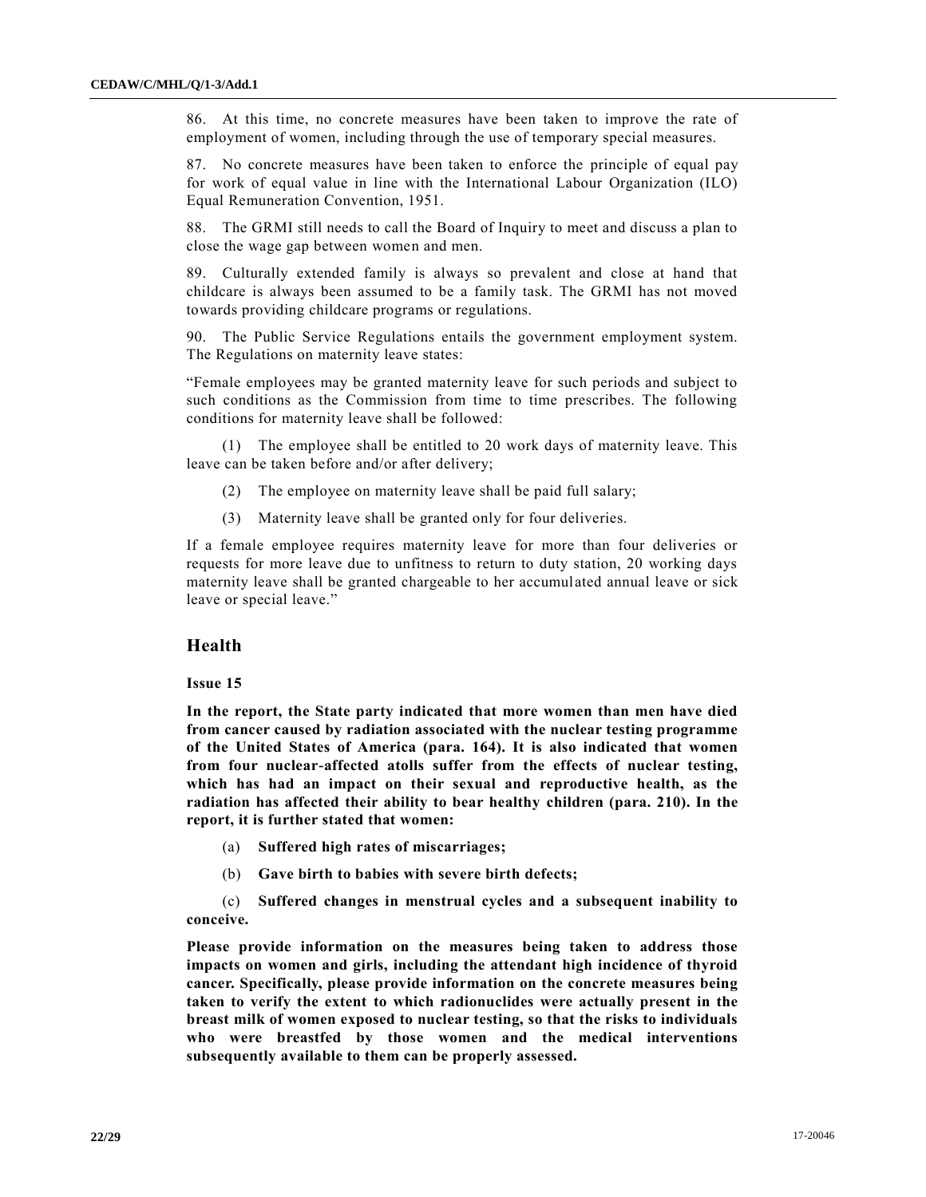86. At this time, no concrete measures have been taken to improve the rate of employment of women, including through the use of temporary special measures.

87. No concrete measures have been taken to enforce the principle of equal pay for work of equal value in line with the International Labour Organization (ILO) Equal Remuneration Convention, 1951.

88. The GRMI still needs to call the Board of Inquiry to meet and discuss a plan to close the wage gap between women and men.

89. Culturally extended family is always so prevalent and close at hand that childcare is always been assumed to be a family task. The GRMI has not moved towards providing childcare programs or regulations.

90. The Public Service Regulations entails the government employment system. The Regulations on maternity leave states:

"Female employees may be granted maternity leave for such periods and subject to such conditions as the Commission from time to time prescribes. The following conditions for maternity leave shall be followed:

(1) The employee shall be entitled to 20 work days of maternity leave. This leave can be taken before and/or after delivery;

(2) The employee on maternity leave shall be paid full salary;

(3) Maternity leave shall be granted only for four deliveries.

If a female employee requires maternity leave for more than four deliveries or requests for more leave due to unfitness to return to duty station, 20 working days maternity leave shall be granted chargeable to her accumulated annual leave or sick leave or special leave."

## Health

### Issue 15

**In the report, the State party indicated that more women than men have died from cancer caused by radiation associated with the nuclear testing programme of the United States of America (para. 164). It is also indicated that women from four nuclear-affected atolls suffer from the effects of nuclear testing, which has had an impact on their sexual and reproductive health, as the radiation has affected their ability to bear healthy children (para. 210). In the report, it is further stated that women:**

**(a) Suffered high rates of miscarriages;**

**(b) Gave birth to babies with severe birth defects;**

**(c) Suffered changes in menstrual cycles and a subsequent inability to conceive.**

**Please provide information on the measures being taken to address those impacts on women and girls, including the attendant high incidence of thyroid cancer. Specifically, please provide information on the concrete measures being taken to verify the extent to which radionuclides were actually present in the breast milk of women exposed to nuclear testing, so that the risks to individuals who were breastfed by those women and the medical interventions subsequently available to them can be properly assessed.**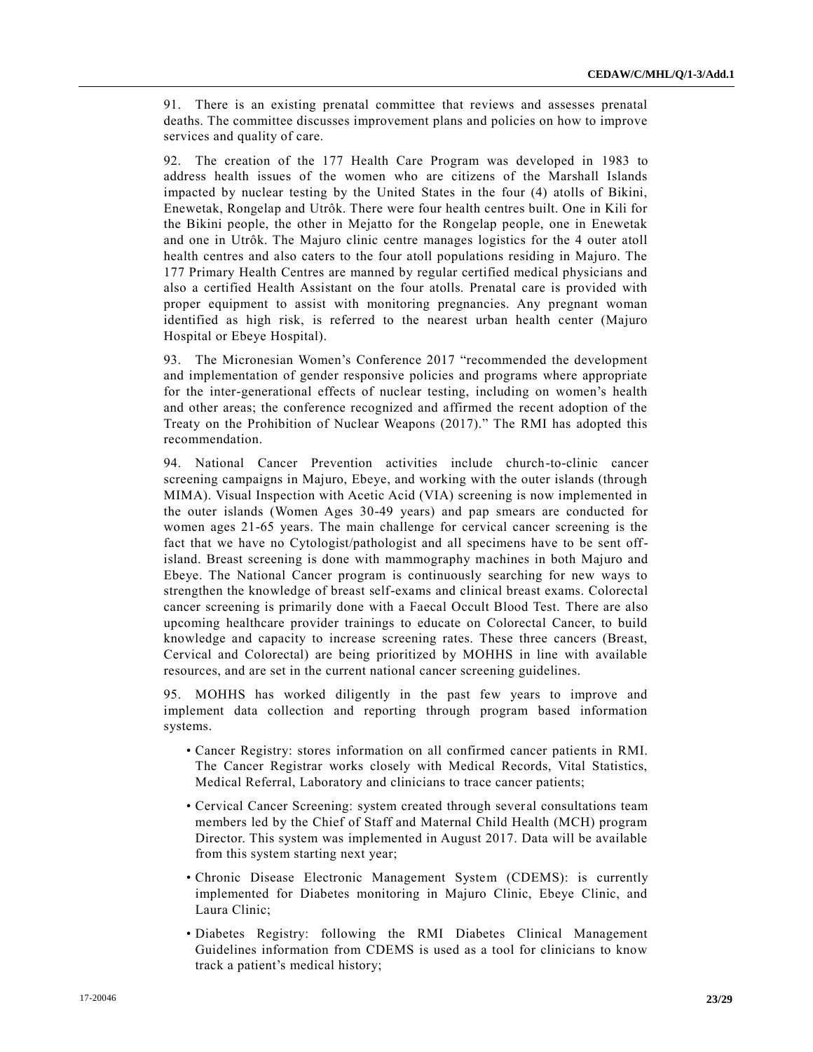91. There is an existing prenatal committee that reviews and assesses prenatal deaths. The committee discusses improvement plans and policies on how to improve services and quality of care.

92. The creation of the 177 Health Care Program was developed in 1983 to address health issues of the women who are citizens of the Marshall Islands impacted by nuclear testing by the United States in the four (4) atolls of Bikini, Enewetak, Rongelap and Utrôk. There were four health centres built. One in Kili for the Bikini people, the other in Mejatto for the Rongelap people, one in Enewetak and one in Utrôk. The Majuro clinic centre manages logistics for the 4 outer atoll health centres and also caters to the four atoll populations residing in Majuro. The 177 Primary Health Centres are manned by regular certified medical physicians and also a certified Health Assistant on the four atolls. Prenatal care is provided with proper equipment to assist with monitoring pregnancies. Any pregnant woman identified as high risk, is referred to the nearest urban health center (Majuro Hospital or Ebeye Hospital).

93. The Micronesian Women's Conference 2017 "recommended the development and implementation of gender responsive policies and programs where appropriate for the inter-generational effects of nuclear testing, including on women's health and other areas; the conference recognized and affirmed the recent adoption of the Treaty on the Prohibition of Nuclear Weapons (2017)." The RMI has adopted this recommendation.

94. National Cancer Prevention activities include church-to-clinic cancer screening campaigns in Majuro, Ebeye, and working with the outer islands (through MIMA). Visual Inspection with Acetic Acid (VIA) screening is now implemented in the outer islands (Women Ages 30-49 years) and pap smears are conducted for women ages 21-65 years. The main challenge for cervical cancer screening is the fact that we have no Cytologist/pathologist and all specimens have to be sent off-island. Breast screening is done with mammography machines in both Majuro and Ebeye. The National Cancer program is continuously searching for new ways to strengthen the knowledge of breast self-exams and clinical breast exams. Colorectal cancer screening is primarily done with a Faecal Occult Blood Test. There are also upcoming healthcare provider trainings to educate on Colorectal Cancer, to build knowledge and capacity to increase screening rates. These three cancers (Breast, Cervical and Colorectal) are being prioritized by MOHHS in line with available resources, and are set in the current national cancer screening guidelines.

95. MOHHS has worked diligently in the past few years to improve and implement data collection and reporting through program based information systems.

- Cancer Registry: stores information on all confirmed cancer patients in RMI. The Cancer Registrar works closely with Medical Records, Vital Statistics, Medical Referral, Laboratory and clinicians to trace cancer patients;
- Cervical Cancer Screening: system created through several consultations team members led by the Chief of Staff and Maternal Child Health (MCH) program Director. This system was implemented in August 2017. Data will be available from this system starting next year;
- Chronic Disease Electronic Management System (CDEMS): is currently implemented for Diabetes monitoring in Majuro Clinic, Ebeye Clinic, and Laura Clinic;
- Diabetes Registry: following the RMI Diabetes Clinical Management Guidelines information from CDEMS is used as a tool for clinicians to know track a patient's medical history;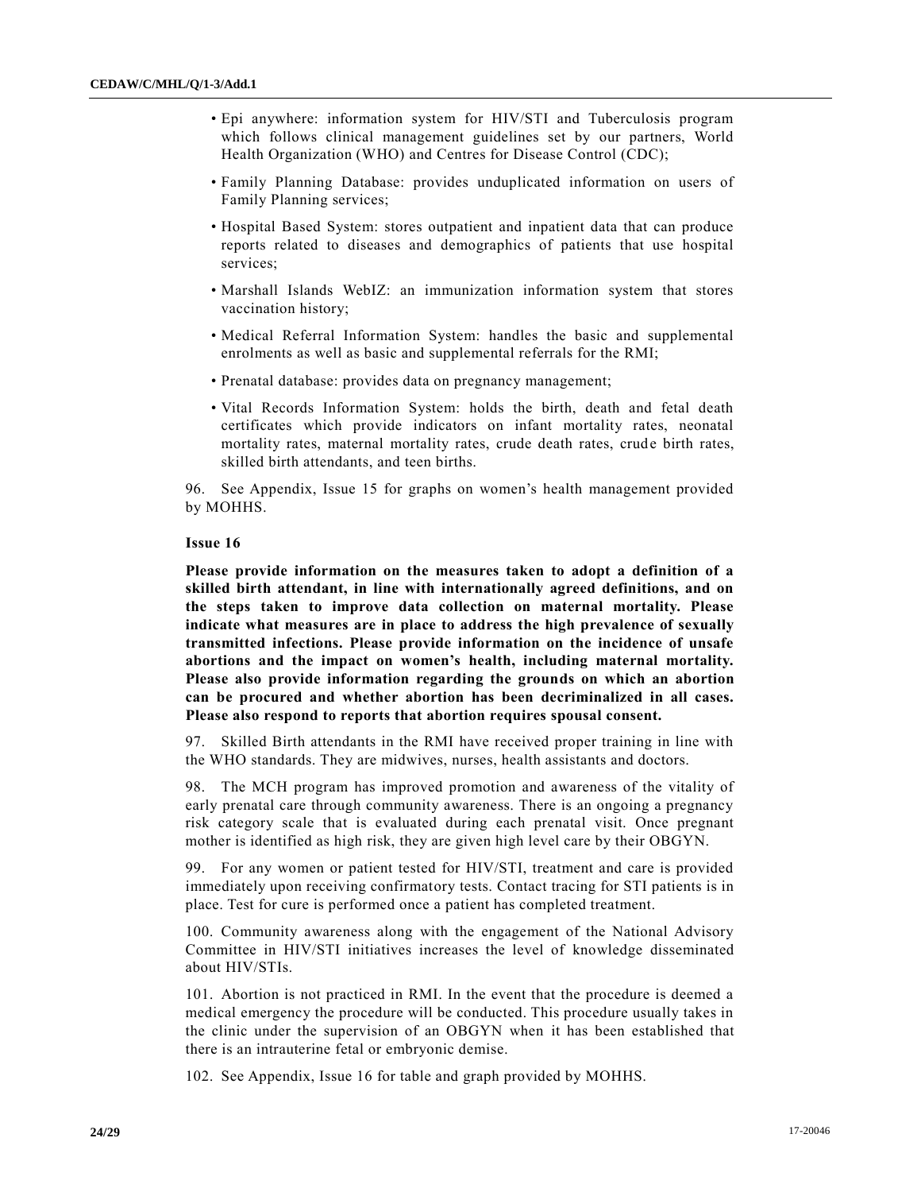- Epi anywhere: information system for HIV/STI and Tuberculosis program which follows clinical management guidelines set by our partners, World Health Organization (WHO) and Centres for Disease Control (CDC);
- Family Planning Database: provides unduplicated information on users of Family Planning services;
- Hospital Based System: stores outpatient and inpatient data that can produce reports related to diseases and demographics of patients that use hospital services;
- Marshall Islands WebIZ: an immunization information system that stores vaccination history;
- Medical Referral Information System: handles the basic and supplemental enrolments as well as basic and supplemental referrals for the RMI;
- Prenatal database: provides data on pregnancy management;
- Vital Records Information System: holds the birth, death and fetal death certificates which provide indicators on infant mortality rates, neonatal mortality rates, maternal mortality rates, crude death rates, crude birth rates, skilled birth attendants, and teen births.

96. See Appendix, Issue 15 for graphs on women's health management provided by MOHHS.

**Issue 16**

**Please provide information on the measures taken to adopt a definition of a skilled birth attendant, in line with internationally agreed definitions, and on the steps taken to improve data collection on maternal mortality. Please indicate what measures are in place to address the high prevalence of sexually transmitted infections. Please provide information on the incidence of unsafe abortions and the impact on women's health, including maternal mortality. Please also provide information regarding the grounds on which an abortion can be procured and whether abortion has been decriminalized in all cases. Please also respond to reports that abortion requires spousal consent.**

97. Skilled Birth attendants in the RMI have received proper training in line with the WHO standards. They are midwives, nurses, health assistants and doctors.

98. The MCH program has improved promotion and awareness of the vitality of early prenatal care through community awareness. There is an ongoing a pregnancy risk category scale that is evaluated during each prenatal visit. Once pregnant mother is identified as high risk, they are given high level care by their OBGYN.

99. For any women or patient tested for HIV/STI, treatment and care is provided immediately upon receiving confirmatory tests. Contact tracing for STI patients is in place. Test for cure is performed once a patient has completed treatment.

100. Community awareness along with the engagement of the National Advisory Committee in HIV/STI initiatives increases the level of knowledge disseminated about HIV/STIs.

101. Abortion is not practiced in RMI. In the event that the procedure is deemed a medical emergency the procedure will be conducted. This procedure usually takes in the clinic under the supervision of an OBGYN when it has been established that there is an intrauterine fetal or embryonic demise.

102. See Appendix, Issue 16 for table and graph provided by MOHHS.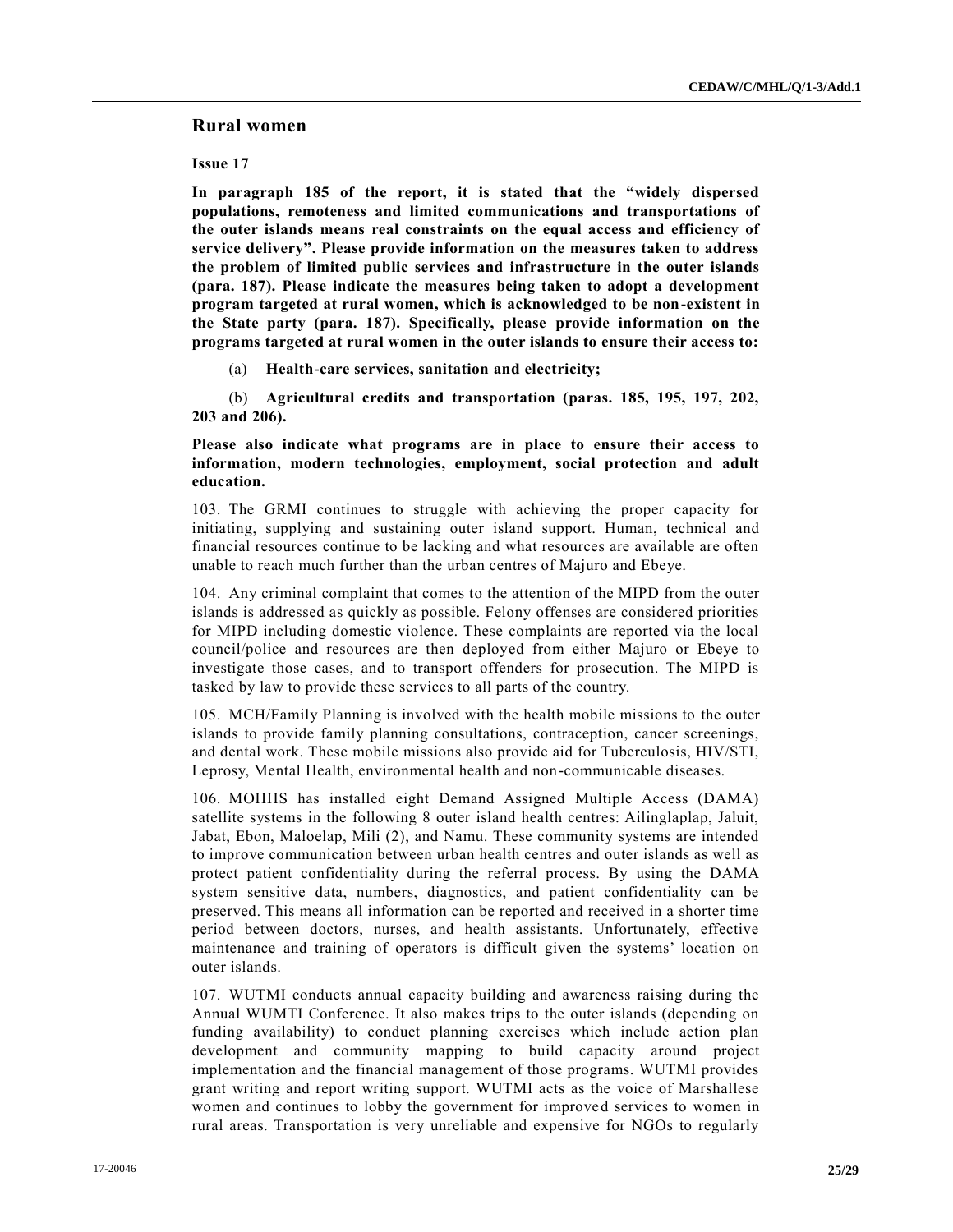## Rural women

**Issue 17**

**In paragraph 185 of the report, it is stated that the "widely dispersed populations, remoteness and limited communications and transportations of the outer islands means real constraints on the equal access and efficiency of service delivery". Please provide information on the measures taken to address the problem of limited public services and infrastructure in the outer islands (para. 187). Please indicate the measures being taken to adopt a development program targeted at rural women, which is acknowledged to be non-existent in the State party (para. 187). Specifically, please provide information on the programs targeted at rural women in the outer islands to ensure their access to:**

(a) **Health-care services, sanitation and electricity;**

(b) **Agricultural credits and transportation (paras. 185, 195, 197, 202, 203 and 206).**

**Please also indicate what programs are in place to ensure their access to information, modern technologies, employment, social protection and adult education.**

103. The GRMI continues to struggle with achieving the proper capacity for initiating, supplying and sustaining outer island support. Human, technical and financial resources continue to be lacking and what resources are available are often unable to reach much further than the urban centres of Majuro and Ebeye.

104. Any criminal complaint that comes to the attention of the MIPD from the outer islands is addressed as quickly as possible. Felony offenses are considered priorities for MIPD including domestic violence. These complaints are reported via the local council/police and resources are then deployed from either Majuro or Ebeye to investigate those cases, and to transport offenders for prosecution. The MIPD is tasked by law to provide these services to all parts of the country.

105. MCH/Family Planning is involved with the health mobile missions to the outer islands to provide family planning consultations, contraception, cancer screenings, and dental work. These mobile missions also provide aid for Tuberculosis, HIV/STI, Leprosy, Mental Health, environmental health and non-communicable diseases.

106. MOHHS has installed eight Demand Assigned Multiple Access (DAMA) satellite systems in the following 8 outer island health centres: Ailinglaplap, Jaluit, Jabat, Ebon, Maloelap, Mili (2), and Namu. These community systems are intended to improve communication between urban health centres and outer islands as well as protect patient confidentiality during the referral process. By using the DAMA system sensitive data, numbers, diagnostics, and patient confidentiality can be preserved. This means all information can be reported and received in a shorter time period between doctors, nurses, and health assistants. Unfortunately, effective maintenance and training of operators is difficult given the systems' location on outer islands.

107. WUTMI conducts annual capacity building and awareness raising during the Annual WUMTI Conference. It also makes trips to the outer islands (depending on funding availability) to conduct planning exercises which include action plan development and community mapping to build capacity around project implementation and the financial management of those programs. WUTMI provides grant writing and report writing support. WUTMI acts as the voice of Marshallese women and continues to lobby the government for improved services to women in rural areas. Transportation is very unreliable and expensive for NGOs to regularly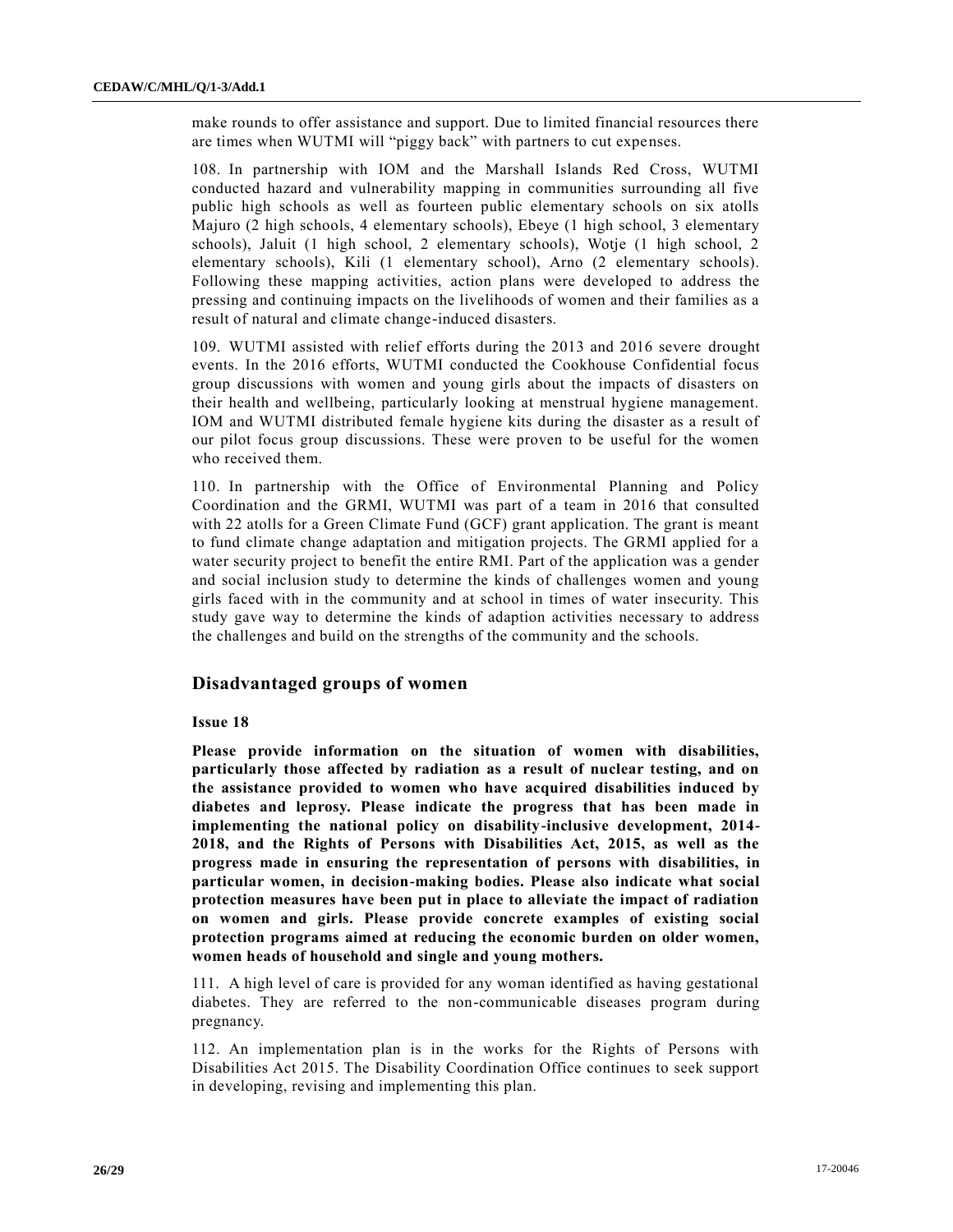make rounds to offer assistance and support. Due to limited financial resources there are times when WUTMI will "piggy back" with partners to cut expenses.

108. In partnership with IOM and the Marshall Islands Red Cross, WUTMI conducted hazard and vulnerability mapping in communities surrounding all five public high schools as well as fourteen public elementary schools on six atolls Majuro (2 high schools, 4 elementary schools), Ebeye (1 high school, 3 elementary schools), Jaluit (1 high school, 2 elementary schools), Wotje (1 high school, 2 elementary schools), Kili (1 elementary school), Arno (2 elementary schools). Following these mapping activities, action plans were developed to address the pressing and continuing impacts on the livelihoods of women and their families as a result of natural and climate change-induced disasters.

109. WUTMI assisted with relief efforts during the 2013 and 2016 severe drought events. In the 2016 efforts, WUTMI conducted the Cookhouse Confidential focus group discussions with women and young girls about the impacts of disasters on their health and wellbeing, particularly looking at menstrual hygiene management. IOM and WUTMI distributed female hygiene kits during the disaster as a result of our pilot focus group discussions. These were proven to be useful for the women who received them.

110. In partnership with the Office of Environmental Planning and Policy Coordination and the GRMI, WUTMI was part of a team in 2016 that consulted with 22 atolls for a Green Climate Fund (GCF) grant application. The grant is meant to fund climate change adaptation and mitigation projects. The GRMI applied for a water security project to benefit the entire RMI. Part of the application was a gender and social inclusion study to determine the kinds of challenges women and young girls faced with in the community and at school in times of water insecurity. This study gave way to determine the kinds of adaption activities necessary to address the challenges and build on the strengths of the community and the schools.

## Disadvantaged groups of women

**Issue 18**

**Please provide information on the situation of women with disabilities, particularly those affected by radiation as a result of nuclear testing, and on the assistance provided to women who have acquired disabilities induced by diabetes and leprosy. Please indicate the progress that has been made in implementing the national policy on disability-inclusive development, 2014-2018, and the Rights of Persons with Disabilities Act, 2015, as well as the progress made in ensuring the representation of persons with disabilities, in particular women, in decision-making bodies. Please also indicate what social protection measures have been put in place to alleviate the impact of radiation on women and girls. Please provide concrete examples of existing social protection programs aimed at reducing the economic burden on older women, women heads of household and single and young mothers.**

111. A high level of care is provided for any woman identified as having gestational diabetes. They are referred to the non-communicable diseases program during pregnancy.

112. An implementation plan is in the works for the Rights of Persons with Disabilities Act 2015. The Disability Coordination Office continues to seek support in developing, revising and implementing this plan.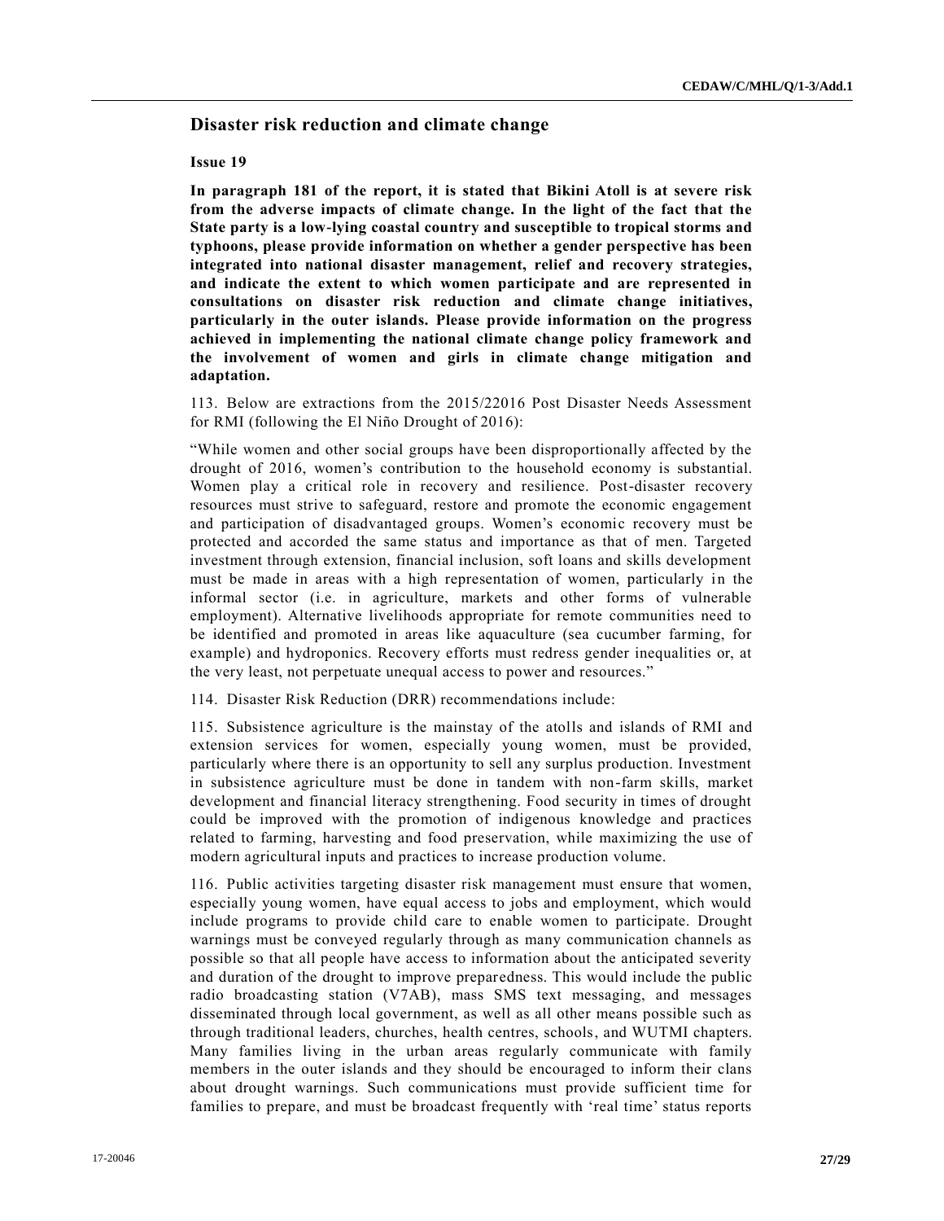## Disaster risk reduction and climate change

**Issue 19**

**In paragraph 181 of the report, it is stated that Bikini Atoll is at severe risk from the adverse impacts of climate change. In the light of the fact that the State party is a low-lying coastal country and susceptible to tropical storms and typhoons, please provide information on whether a gender perspective has been integrated into national disaster management, relief and recovery strategies, and indicate the extent to which women participate and are represented in consultations on disaster risk reduction and climate change initiatives, particularly in the outer islands. Please provide information on the progress achieved in implementing the national climate change policy framework and the involvement of women and girls in climate change mitigation and adaptation.**

113. Below are extractions from the 2015/22016 Post Disaster Needs Assessment for RMI (following the El Niño Drought of 2016):

"While women and other social groups have been disproportionally affected by the drought of 2016, women's contribution to the household economy is substantial. Women play a critical role in recovery and resilience. Post-disaster recovery resources must strive to safeguard, restore and promote the economic engagement and participation of disadvantaged groups. Women's economic recovery must be protected and accorded the same status and importance as that of men. Targeted investment through extension, financial inclusion, soft loans and skills development must be made in areas with a high representation of women, particularly in the informal sector (i.e. in agriculture, markets and other forms of vulnerable employment). Alternative livelihoods appropriate for remote communities need to be identified and promoted in areas like aquaculture (sea cucumber farming, for example) and hydroponics. Recovery efforts must redress gender inequalities or, at the very least, not perpetuate unequal access to power and resources."

114. Disaster Risk Reduction (DRR) recommendations include:

115. Subsistence agriculture is the mainstay of the atolls and islands of RMI and extension services for women, especially young women, must be provided, particularly where there is an opportunity to sell any surplus production. Investment in subsistence agriculture must be done in tandem with non-farm skills, market development and financial literacy strengthening. Food security in times of drought could be improved with the promotion of indigenous knowledge and practices related to farming, harvesting and food preservation, while maximizing the use of modern agricultural inputs and practices to increase production volume.

116. Public activities targeting disaster risk management must ensure that women, especially young women, have equal access to jobs and employment, which would include programs to provide child care to enable women to participate. Drought warnings must be conveyed regularly through as many communication channels as possible so that all people have access to information about the anticipated severity and duration of the drought to improve preparedness. This would include the public radio broadcasting station (V7AB), mass SMS text messaging, and messages disseminated through local government, as well as all other means possible such as through traditional leaders, churches, health centres, schools, and WUTMI chapters. Many families living in the urban areas regularly communicate with family members in the outer islands and they should be encouraged to inform their clans about drought warnings. Such communications must provide sufficient time for families to prepare, and must be broadcast frequently with 'real time' status reports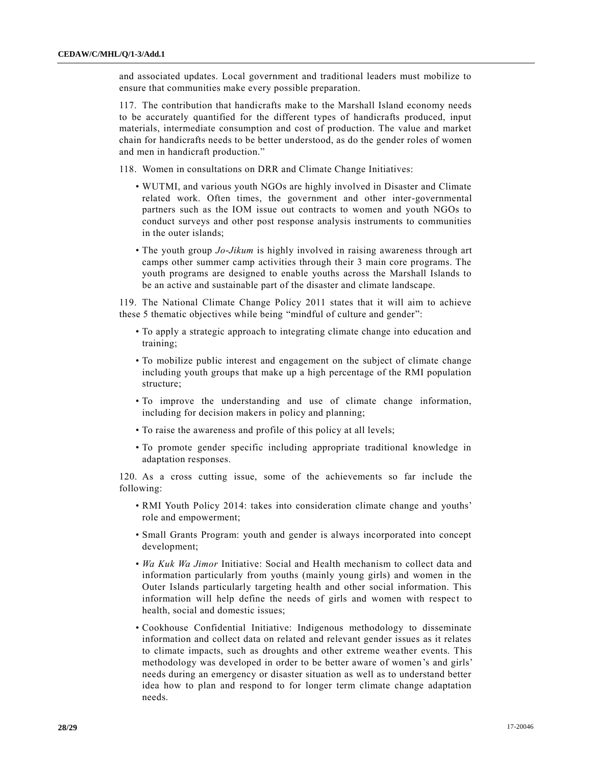and associated updates. Local government and traditional leaders must mobilize to ensure that communities make every possible preparation.

117. The contribution that handicrafts make to the Marshall Island economy needs to be accurately quantified for the different types of handicrafts produced, input materials, intermediate consumption and cost of production. The value and market chain for handicrafts needs to be better understood, as do the gender roles of women and men in handicraft production."

118. Women in consultations on DRR and Climate Change Initiatives:

- WUTMI, and various youth NGOs are highly involved in Disaster and Climate related work. Often times, the government and other inter-governmental partners such as the IOM issue out contracts to women and youth NGOs to conduct surveys and other post response analysis instruments to communities in the outer islands;
- The youth group *Jo-Jikum* is highly involved in raising awareness through art camps other summer camp activities through their 3 main core programs. The youth programs are designed to enable youths across the Marshall Islands to be an active and sustainable part of the disaster and climate landscape.

119. The National Climate Change Policy 2011 states that it will aim to achieve these 5 thematic objectives while being "mindful of culture and gender":

- To apply a strategic approach to integrating climate change into education and training;
- To mobilize public interest and engagement on the subject of climate change including youth groups that make up a high percentage of the RMI population structure;
- To improve the understanding and use of climate change information, including for decision makers in policy and planning;
- To raise the awareness and profile of this policy at all levels;
- To promote gender specific including appropriate traditional knowledge in adaptation responses.

120. As a cross cutting issue, some of the achievements so far include the following:

- RMI Youth Policy 2014: takes into consideration climate change and youths' role and empowerment;
- Small Grants Program: youth and gender is always incorporated into concept development;
- *Wa Kuk Wa Jimor* Initiative: Social and Health mechanism to collect data and information particularly from youths (mainly young girls) and women in the Outer Islands particularly targeting health and other social information. This information will help define the needs of girls and women with respect to health, social and domestic issues;
- Cookhouse Confidential Initiative: Indigenous methodology to disseminate information and collect data on related and relevant gender issues as it relates to climate impacts, such as droughts and other extreme weather events. This methodology was developed in order to be better aware of women's and girls' needs during an emergency or disaster situation as well as to understand better idea how to plan and respond to for longer term climate change adaptation needs.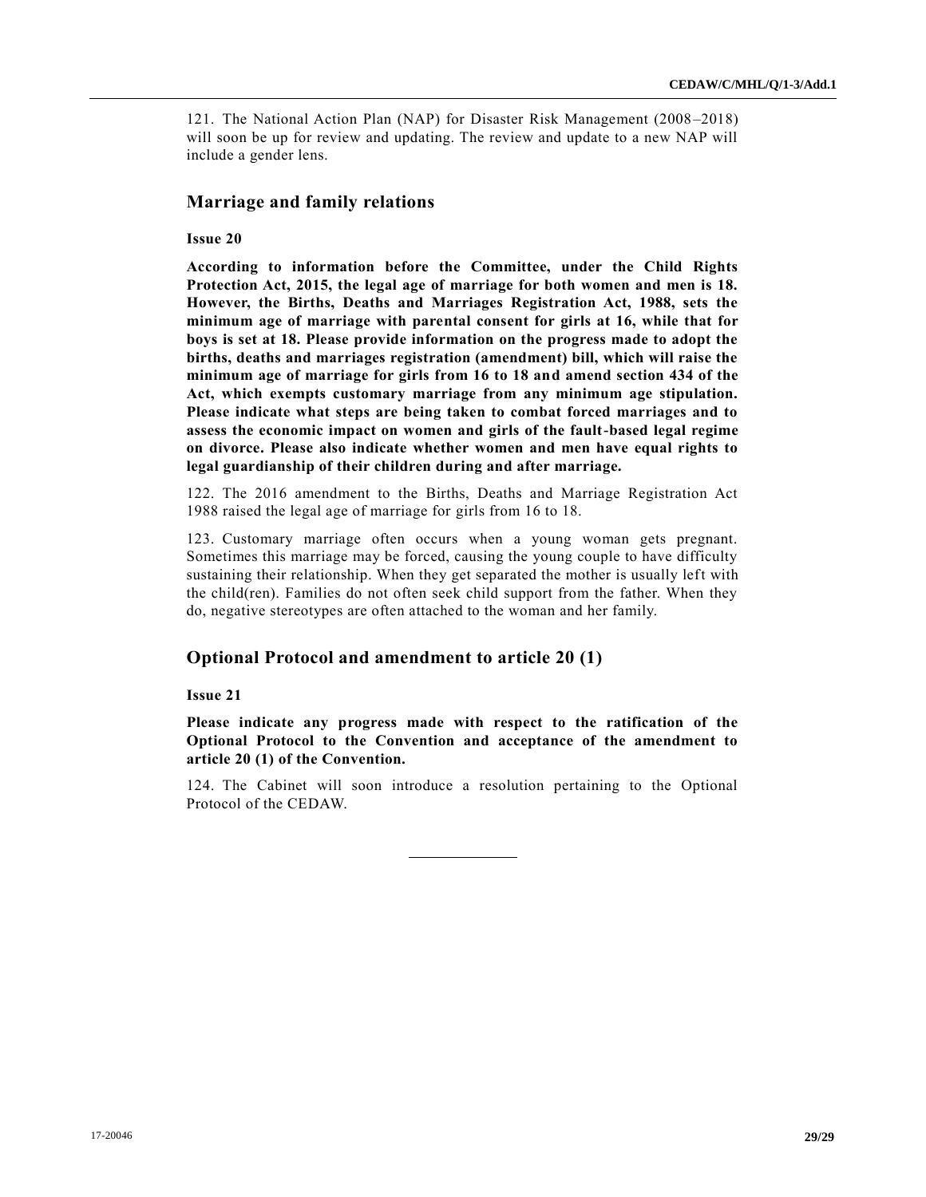121. The National Action Plan (NAP) for Disaster Risk Management (2008–2018) will soon be up for review and updating. The review and update to a new NAP will include a gender lens.

## Marriage and family relations

**Issue 20**

**According to information before the Committee, under the Child Rights Protection Act, 2015, the legal age of marriage for both women and men is 18. However, the Births, Deaths and Marriages Registration Act, 1988, sets the minimum age of marriage with parental consent for girls at 16, while that for boys is set at 18. Please provide information on the progress made to adopt the births, deaths and marriages registration (amendment) bill, which will raise the minimum age of marriage for girls from 16 to 18 and amend section 434 of the Act, which exempts customary marriage from any minimum age stipulation. Please indicate what steps are being taken to combat forced marriages and to assess the economic impact on women and girls of the fault-based legal regime on divorce. Please also indicate whether women and men have equal rights to legal guardianship of their children during and after marriage.**

122. The 2016 amendment to the Births, Deaths and Marriage Registration Act 1988 raised the legal age of marriage for girls from 16 to 18.

123. Customary marriage often occurs when a young woman gets pregnant. Sometimes this marriage may be forced, causing the young couple to have difficulty sustaining their relationship. When they get separated the mother is usually left with the child(ren). Families do not often seek child support from the father. When they do, negative stereotypes are often attached to the woman and her family.

## Optional Protocol and amendment to article 20 (1)

**Issue 21**

**Please indicate any progress made with respect to the ratification of the Optional Protocol to the Convention and acceptance of the amendment to article 20 (1) of the Convention.**

124. The Cabinet will soon introduce a resolution pertaining to the Optional Protocol of the CEDAW.